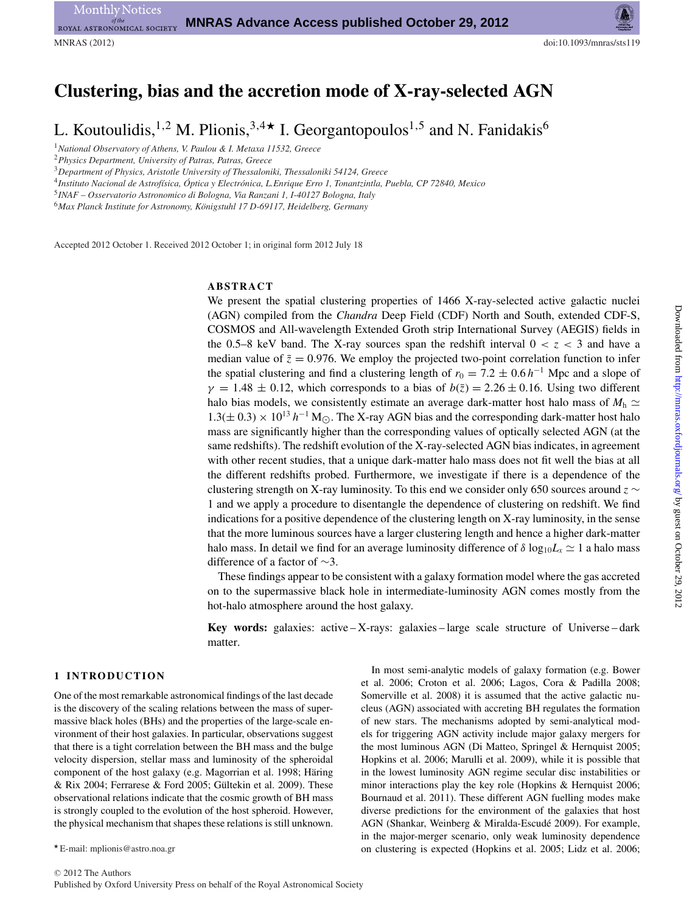# Clustering, bias and the accretion mode of X-ray-selected AGN

L. Koutoulidis,[1,2] M. Plionis,[3,4★] I. Georgantopoulos[1,5] and N. Fanidakis[6]

[1]*National Observatory of Athens, V. Paulou & I. Metaxa 11532, Greece*
[2]*Physics Department, University of Patras, Patras, Greece*
[3]*Department of Physics, Aristotle University of Thessaloniki, Thessaloniki 54124, Greece*
[4]*Instituto Nacional de Astrofísica, Óptica y Electrónica, L.Enrique Erro 1, Tonantzintla, Puebla, CP 72840, Mexico*
[5]*INAF – Osservatorio Astronomico di Bologna, Via Ranzani 1, I-40127 Bologna, Italy*
[6]*Max Planck Institute for Astronomy, Königstuhl 17 D-69117, Heidelberg, Germany*

Accepted 2012 October 1. Received 2012 October 1; in original form 2012 July 18

## ABSTRACT

We present the spatial clustering properties of 1466 X-ray-selected active galactic nuclei (AGN) compiled from the *Chandra* Deep Field (CDF) North and South, extended CDF-S, COSMOS and All-wavelength Extended Groth strip International Survey (AEGIS) fields in the 0.5–8 keV band. The X-ray sources span the redshift interval $0 < z < 3$ and have a median value of $\bar{z} = 0.976$. We employ the projected two-point correlation function to infer the spatial clustering and find a clustering length of $r_0 = 7.2 \pm 0.6\,h^{-1}$ Mpc and a slope of $\gamma = 1.48 \pm 0.12$, which corresponds to a bias of $b(\bar{z}) = 2.26 \pm 0.16$. Using two different halo bias models, we consistently estimate an average dark-matter host halo mass of $M_\mathrm{h} \simeq 1.3(\pm 0.3) \times 10^{13}\,h^{-1}\,\mathrm{M}_\odot$. The X-ray AGN bias and the corresponding dark-matter host halo mass are significantly higher than the corresponding values of optically selected AGN (at the same redshifts). The redshift evolution of the X-ray-selected AGN bias indicates, in agreement with other recent studies, that a unique dark-matter halo mass does not fit well the bias at all the different redshifts probed. Furthermore, we investigate if there is a dependence of the clustering strength on X-ray luminosity. To this end we consider only 650 sources around $z \sim 1$ and we apply a procedure to disentangle the dependence of clustering on redshift. We find indications for a positive dependence of the clustering length on X-ray luminosity, in the sense that the more luminous sources have a larger clustering length and hence a higher dark-matter halo mass. In detail we find for an average luminosity difference of $\delta\,\log_{10}L_x \simeq 1$ a halo mass difference of a factor of $\sim$3.

These findings appear to be consistent with a galaxy formation model where the gas accreted on to the supermassive black hole in intermediate-luminosity AGN comes mostly from the hot-halo atmosphere around the host galaxy.

**Key words:** galaxies: active – X-rays: galaxies – large scale structure of Universe – dark matter.

## 1 INTRODUCTION

One of the most remarkable astronomical findings of the last decade is the discovery of the scaling relations between the mass of supermassive black holes (BHs) and the properties of the large-scale environment of their host galaxies. In particular, observations suggest that there is a tight correlation between the BH mass and the bulge velocity dispersion, stellar mass and luminosity of the spheroidal component of the host galaxy (e.g. Magorrian et al. 1998; Häring & Rix 2004; Ferrarese & Ford 2005; Gültekin et al. 2009). These observational relations indicate that the cosmic growth of BH mass is strongly coupled to the evolution of the host spheroid. However, the physical mechanism that shapes these relations is still unknown.

In most semi-analytic models of galaxy formation (e.g. Bower et al. 2006; Croton et al. 2006; Lagos, Cora & Padilla 2008; Somerville et al. 2008) it is assumed that the active galactic nucleus (AGN) associated with accreting BH regulates the formation of new stars. The mechanisms adopted by semi-analytical models for triggering AGN activity include major galaxy mergers for the most luminous AGN (Di Matteo, Springel & Hernquist 2005; Hopkins et al. 2006; Marulli et al. 2009), while it is possible that in the lowest luminosity AGN regime secular disc instabilities or minor interactions play the key role (Hopkins & Hernquist 2006; Bournaud et al. 2011). These different AGN fuelling modes make diverse predictions for the environment of the galaxies that host AGN (Shankar, Weinberg & Miralda-Escudé 2009). For example, in the major-merger scenario, only weak luminosity dependence on clustering is expected (Hopkins et al. 2005; Lidz et al. 2006;

★E-mail: mplionis@astro.noa.gr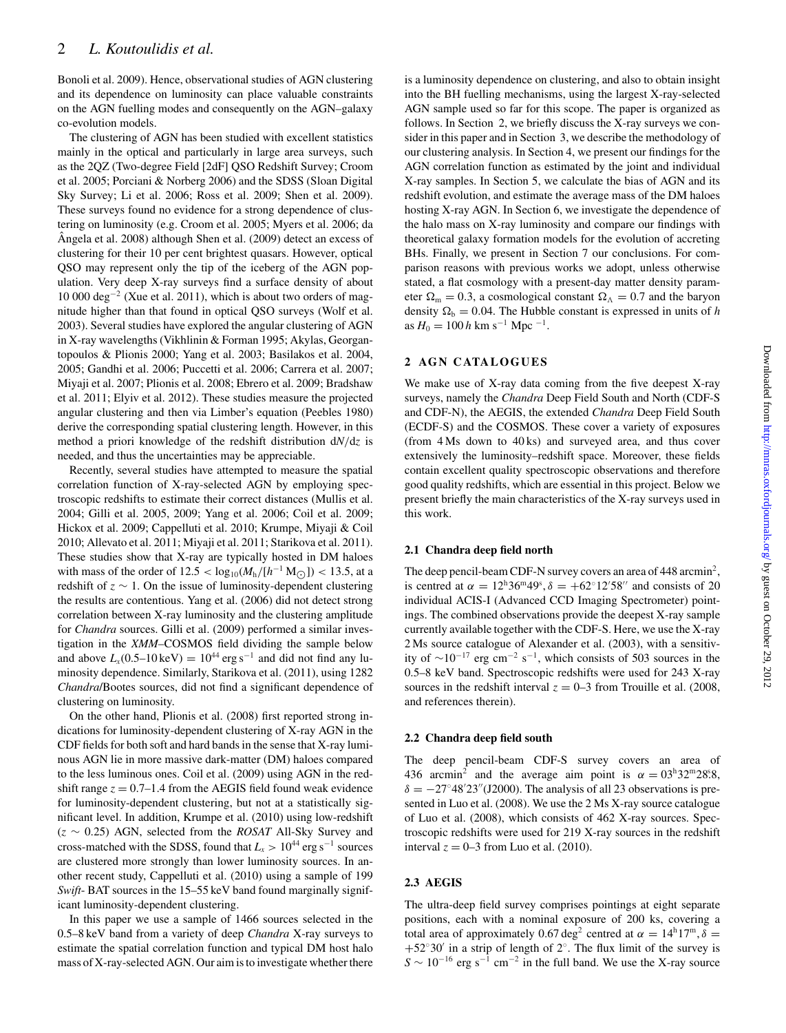Bonoli et al. 2009). Hence, observational studies of AGN clustering and its dependence on luminosity can place valuable constraints on the AGN fuelling modes and consequently on the AGN–galaxy co-evolution models.

The clustering of AGN has been studied with excellent statistics mainly in the optical and particularly in large area surveys, such as the 2QZ (Two-degree Field [2dF] QSO Redshift Survey; Croom et al. 2005; Porciani & Norberg 2006) and the SDSS (Sloan Digital Sky Survey; Li et al. 2006; Ross et al. 2009; Shen et al. 2009). These surveys found no evidence for a strong dependence of clustering on luminosity (e.g. Croom et al. 2005; Myers et al. 2006; da Ângela et al. 2008) although Shen et al. (2009) detect an excess of clustering for their 10 per cent brightest quasars. However, optical QSO may represent only the tip of the iceberg of the AGN population. Very deep X-ray surveys find a surface density of about 10 000 $\deg^{-2}$ (Xue et al. 2011), which is about two orders of magnitude higher than that found in optical QSO surveys (Wolf et al. 2003). Several studies have explored the angular clustering of AGN in X-ray wavelengths (Vikhlinin & Forman 1995; Akylas, Georgantopoulos & Plionis 2000; Yang et al. 2003; Basilakos et al. 2004, 2005; Gandhi et al. 2006; Puccetti et al. 2006; Carrera et al. 2007; Miyaji et al. 2007; Plionis et al. 2008; Ebrero et al. 2009; Bradshaw et al. 2011; Elyiv et al. 2012). These studies measure the projected angular clustering and then via Limber's equation (Peebles 1980) derive the corresponding spatial clustering length. However, in this method a priori knowledge of the redshift distribution $dN/dz$ is needed, and thus the uncertainties may be appreciable.

Recently, several studies have attempted to measure the spatial correlation function of X-ray-selected AGN by employing spectroscopic redshifts to estimate their correct distances (Mullis et al. 2004; Gilli et al. 2005, 2009; Yang et al. 2006; Coil et al. 2009; Hickox et al. 2009; Cappelluti et al. 2010; Krumpe, Miyaji & Coil 2010; Allevato et al. 2011; Miyaji et al. 2011; Starikova et al. 2011). These studies show that X-ray are typically hosted in DM haloes with mass of the order of $12.5 < \log_{10}(M_h/[h^{-1}\,M_{\odot}]) < 13.5$, at a redshift of $z \sim 1$. On the issue of luminosity-dependent clustering the results are contentious. Yang et al. (2006) did not detect strong correlation between X-ray luminosity and the clustering amplitude for *Chandra* sources. Gilli et al. (2009) performed a similar investigation in the *XMM*–COSMOS field dividing the sample below and above $L_x(0.5\text{–}10\,\text{keV}) = 10^{44}$ erg s$^{-1}$ and did not find any luminosity dependence. Similarly, Starikova et al. (2011), using 1282 *Chandra*/Bootes sources, did not find a significant dependence of clustering on luminosity.

On the other hand, Plionis et al. (2008) first reported strong indications for luminosity-dependent clustering of X-ray AGN in the CDF fields for both soft and hard bands in the sense that X-ray luminous AGN lie in more massive dark-matter (DM) haloes compared to the less luminous ones. Coil et al. (2009) using AGN in the redshift range $z = 0.7$–$1.4$ from the AEGIS field found weak evidence for luminosity-dependent clustering, but not at a statistically significant level. In addition, Krumpe et al. (2010) using low-redshift ($z \sim 0.25$) AGN, selected from the *ROSAT* All-Sky Survey and cross-matched with the SDSS, found that $L_x > 10^{44}$ erg s$^{-1}$ sources are clustered more strongly than lower luminosity sources. In another recent study, Cappelluti et al. (2010) using a sample of 199 *Swift*- BAT sources in the 15–55 keV band found marginally significant luminosity-dependent clustering.

In this paper we use a sample of 1466 sources selected in the 0.5–8 keV band from a variety of deep *Chandra* X-ray surveys to estimate the spatial correlation function and typical DM host halo mass of X-ray-selected AGN. Our aim is to investigate whether there is a luminosity dependence on clustering, and also to obtain insight into the BH fuelling mechanisms, using the largest X-ray-selected AGN sample used so far for this scope. The paper is organized as follows. In Section 2, we briefly discuss the X-ray surveys we consider in this paper and in Section 3, we describe the methodology of our clustering analysis. In Section 4, we present our findings for the AGN correlation function as estimated by the joint and individual X-ray samples. In Section 5, we calculate the bias of AGN and its redshift evolution, and estimate the average mass of the DM haloes hosting X-ray AGN. In Section 6, we investigate the dependence of the halo mass on X-ray luminosity and compare our findings with theoretical galaxy formation models for the evolution of accreting BHs. Finally, we present in Section 7 our conclusions. For comparison reasons with previous works we adopt, unless otherwise stated, a flat cosmology with a present-day matter density parameter $\Omega_m = 0.3$, a cosmological constant $\Omega_\Lambda = 0.7$ and the baryon density $\Omega_b = 0.04$. The Hubble constant is expressed in units of $h$ as $H_0 = 100\,h$ km s$^{-1}$ Mpc $^{-1}$.

## 2 AGN CATALOGUES

We make use of X-ray data coming from the five deepest X-ray surveys, namely the *Chandra* Deep Field South and North (CDF-S and CDF-N), the AEGIS, the extended *Chandra* Deep Field South (ECDF-S) and the COSMOS. These cover a variety of exposures (from 4 Ms down to 40 ks) and surveyed area, and thus cover extensively the luminosity–redshift space. Moreover, these fields contain excellent quality spectroscopic observations and therefore good quality redshifts, which are essential in this project. Below we present briefly the main characteristics of the X-ray surveys used in this work.

### 2.1 Chandra deep field north

The deep pencil-beam CDF-N survey covers an area of 448 arcmin$^2$, is centred at $\alpha = 12^{\rm h}36^{\rm m}49^{\rm s}, \delta = +62^{\circ}12'58''$ and consists of 20 individual ACIS-I (Advanced CCD Imaging Spectrometer) pointings. The combined observations provide the deepest X-ray sample currently available together with the CDF-S. Here, we use the X-ray 2 Ms source catalogue of Alexander et al. (2003), with a sensitivity of $\sim 10^{-17}$ erg cm$^{-2}$ s$^{-1}$, which consists of 503 sources in the 0.5–8 keV band. Spectroscopic redshifts were used for 243 X-ray sources in the redshift interval $z = 0$–$3$ from Trouille et al. (2008, and references therein).

### 2.2 Chandra deep field south

The deep pencil-beam CDF-S survey covers an area of 436 arcmin$^2$ and the average aim point is $\alpha = 03^{\rm h}32^{\rm m}28\overset{\rm s}{.}8$, $\delta = -27^{\circ}48'23''$(J2000). The analysis of all 23 observations is presented in Luo et al. (2008). We use the 2 Ms X-ray source catalogue of Luo et al. (2008), which consists of 462 X-ray sources. Spectroscopic redshifts were used for 219 X-ray sources in the redshift interval $z = 0$–$3$ from Luo et al. (2010).

### 2.3 AEGIS

The ultra-deep field survey comprises pointings at eight separate positions, each with a nominal exposure of 200 ks, covering a total area of approximately 0.67 $\deg^2$ centred at $\alpha = 14^{\rm h}17^{\rm m}, \delta = +52^{\circ}30'$ in a strip of length of $2^{\circ}$. The flux limit of the survey is $S \sim 10^{-16}$ erg s$^{-1}$ cm$^{-2}$ in the full band. We use the X-ray source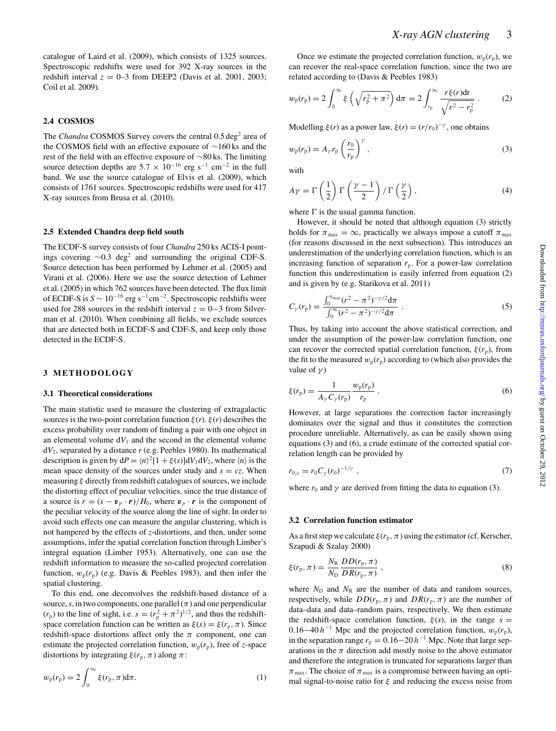catalogue of Laird et al. (2009), which consists of 1325 sources. Spectroscopic redshifts were used for 392 X-ray sources in the redshift interval $z = 0$–3 from DEEP2 (Davis et al. 2001, 2003; Coil et al. 2009).

### 2.4 COSMOS

The *Chandra* COSMOS Survey covers the central $0.5\,\mathrm{deg}^2$ area of the COSMOS field with an effective exposure of $\sim$160 ks and the rest of the field with an effective exposure of $\sim$80 ks. The limiting source detection depths are $5.7 \times 10^{-16}$ erg s$^{-1}$ cm$^{-2}$ in the full band. We use the source catalogue of Elvis et al. (2009), which consists of 1761 sources. Spectroscopic redshifts were used for 417 X-ray sources from Brusa et al. (2010).

### 2.5 Extended Chandra deep field south

The ECDF-S survey consists of four *Chandra* 250 ks ACIS-I pointings covering $\sim$0.3 deg$^2$ and surrounding the original CDF-S. Source detection has been performed by Lehmer et al. (2005) and Virani et al. (2006). Here we use the source detection of Lehmer et al. (2005) in which 762 sources have been detected. The flux limit of ECDF-S is $S \sim 10^{-16}$ erg s$^{-1}$cm$^{-2}$. Spectroscopic redshifts were used for 288 sources in the redshift interval $z = 0$–3 from Silverman et al. (2010). When combining all fields, we exclude sources that are detected both in ECDF-S and CDF-S, and keep only those detected in the ECDF-S.

## 3 METHODOLOGY

### 3.1 Theoretical considerations

The main statistic used to measure the clustering of extragalactic sources is the two-point correlation function $\xi(r)$. $\xi(r)$ describes the excess probability over random of finding a pair with one object in an elemental volume $\mathrm{d}V_1$ and the second in the elemental volume $\mathrm{d}V_2$, separated by a distance $r$ (e.g. Peebles 1980). Its mathematical description is given by $\mathrm{d}P = \langle n\rangle^2[1 + \xi(s)]\mathrm{d}V_1\mathrm{d}V_2$, where $\langle n\rangle$ is the mean space density of the sources under study and $s = cz$. When measuring $\xi$ directly from redshift catalogues of sources, we include the distorting effect of peculiar velocities, since the true distance of a source is $r = (s - \boldsymbol{v}_p \cdot \boldsymbol{r})/H_0$, where $\boldsymbol{v}_p \cdot \boldsymbol{r}$ is the component of the peculiar velocity of the source along the line of sight. In order to avoid such effects one can measure the angular clustering, which is not hampered by the effects of $z$-distortions, and then, under some assumptions, infer the spatial correlation function through Limber's integral equation (Limber 1953). Alternatively, one can use the redshift information to measure the so-called projected correlation function, $w_\mathrm{p}(r_\mathrm{p})$ (e.g. Davis & Peebles 1983), and then infer the spatial clustering.

To this end, one deconvolves the redshift-based distance of a source, $s$, in two components, one parallel ($\pi$) and one perpendicular ($r_\mathrm{p}$) to the line of sight, i.e. $s = (r_\mathrm{p}^2 + \pi^2)^{1/2}$, and thus the redshift-space correlation function can be written as $\xi(s) = \xi(r_\mathrm{p}, \pi)$. Since redshift-space distortions affect only the $\pi$ component, one can estimate the projected correlation function, $w_\mathrm{p}(r_\mathrm{p})$, free of $z$-space distortions by integrating $\xi(r_\mathrm{p}, \pi)$ along $\pi$:

$$w_\mathrm{p}(r_\mathrm{p}) = 2\int_0^\infty \xi(r_\mathrm{p}, \pi)\mathrm{d}\pi. \tag{1}$$

Once we estimate the projected correlation function, $w_\mathrm{p}(r_\mathrm{p})$, we can recover the real-space correlation function, since the two are related according to (Davis & Peebles 1983)

$$w_\mathrm{p}(r_\mathrm{p}) = 2\int_0^\infty \xi\left(\sqrt{r_\mathrm{p}^2 + \pi^2}\right)\mathrm{d}\pi = 2\int_{r_\mathrm{p}}^\infty \frac{r\xi(r)\mathrm{d}r}{\sqrt{r^2 - r_\mathrm{p}^2}}\ . \tag{2}$$

Modelling $\xi(r)$ as a power law, $\xi(r) = (r/r_0)^{-\gamma}$, one obtains

$$w_\mathrm{p}(r_\mathrm{p}) = A_\gamma r_\mathrm{p}\left(\frac{r_0}{r_\mathrm{p}}\right)^\gamma, \tag{3}$$

with

$$A\gamma = \Gamma\left(\frac{1}{2}\right)\Gamma\left(\frac{\gamma - 1}{2}\right)/\,\Gamma\left(\frac{\gamma}{2}\right), \tag{4}$$

where $\Gamma$ is the usual gamma function.

However, it should be noted that although equation (3) strictly holds for $\pi_\mathrm{max} = \infty$, practically we always impose a cutoff $\pi_\mathrm{max}$ (for reasons discussed in the next subsection). This introduces an underestimation of the underlying correlation function, which is an increasing function of separation $r_\mathrm{p}$. For a power-law correlation function this underestimation is easily inferred from equation (2) and is given by (e.g. Starikova et al. 2011)

$$C_\gamma(r_\mathrm{p}) = \frac{\int_0^{\pi_\mathrm{max}}(r^2 - \pi^2)^{-\gamma/2}\mathrm{d}\pi}{\int_0^\infty(r^2 - \pi^2)^{-\gamma/2}\mathrm{d}\pi}\ . \tag{5}$$

Thus, by taking into account the above statistical correction, and under the assumption of the power-law correlation function, one can recover the corrected spatial correlation function, $\xi(r_\mathrm{p})$, from the fit to the measured $w_\mathrm{p}(r_\mathrm{p})$ according to (which also provides the value of $\gamma$)

$$\xi(r_\mathrm{p}) = \frac{1}{A_\gamma C_\gamma(r_\mathrm{p})}\frac{w_\mathrm{p}(r_\mathrm{p})}{r_\mathrm{p}}\ . \tag{6}$$

However, at large separations the correction factor increasingly dominates over the signal and thus it constitutes the correction procedure unreliable. Alternatively, as can be easily shown using equations (3) and (6), a crude estimate of the corrected spatial correlation length can be provided by

$$r_{0,\mathrm{c}} = r_0 C_\gamma(r_0)^{-1/\gamma}\ , \tag{7}$$

where $r_0$ and $\gamma$ are derived from fitting the data to equation (3).

### 3.2 Correlation function estimator

As a first step we calculate $\xi(r_\mathrm{p}, \pi)$ using the estimator (cf. Kerscher, Szapudi & Szalay 2000)

$$\xi(r_\mathrm{p}, \pi) = \frac{N_\mathrm{R}}{N_\mathrm{D}}\frac{DD(r_\mathrm{p}, \pi)}{DR(r_\mathrm{p}, \pi)}\ , \tag{8}$$

where $N_\mathrm{D}$ and $N_\mathrm{R}$ are the number of data and random sources, respectively, while $DD(r_\mathrm{p}, \pi)$ and $DR(r_\mathrm{p}, \pi)$ are the number of data–data and data–random pairs, respectively. We then estimate the redshift-space correlation function, $\xi(s)$, in the range $s = 0.16$–$40\,h^{-1}$ Mpc and the projected correlation function, $w_\mathrm{p}(r_\mathrm{p})$, in the separation range $r_\mathrm{p} = 0.16$–$20\,h^{-1}$ Mpc. Note that large separations in the $\pi$ direction add mostly noise to the above estimator and therefore the integration is truncated for separations larger than $\pi_\mathrm{max}$. The choice of $\pi_\mathrm{max}$ is a compromise between having an optimal signal-to-noise ratio for $\xi$ and reducing the excess noise from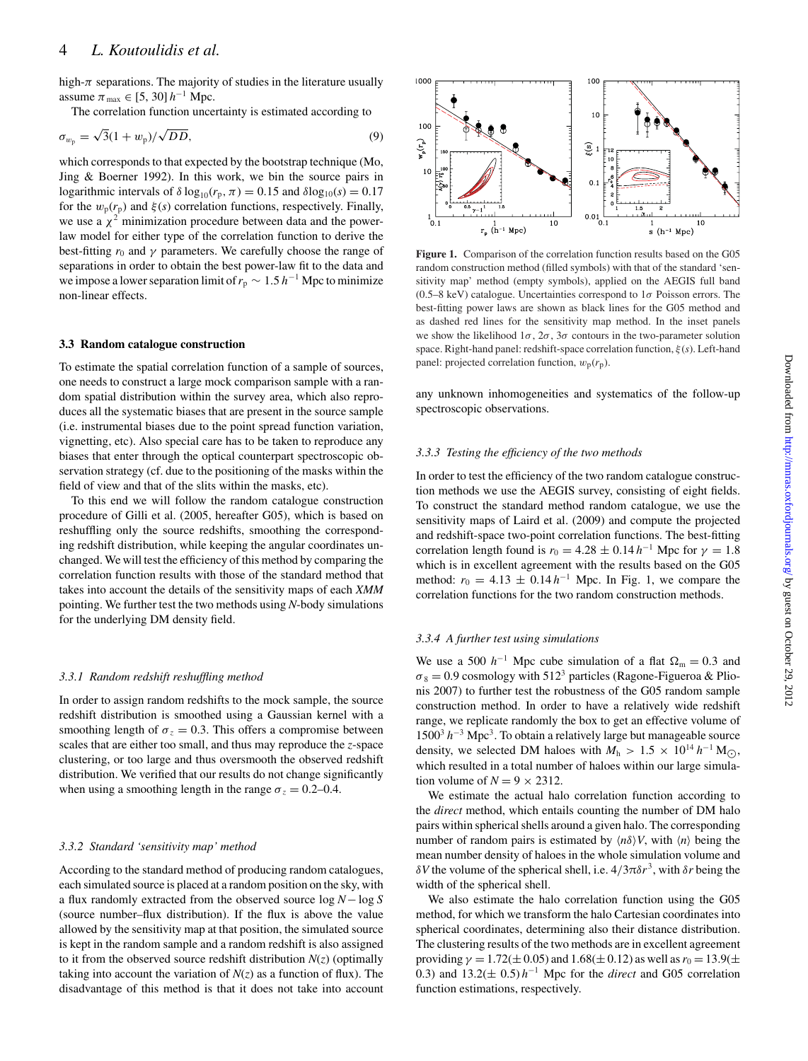high-$\pi$ separations. The majority of studies in the literature usually assume $\pi_{\rm max} \in [5, 30]\,h^{-1}$ Mpc.

The correlation function uncertainty is estimated according to

$$\sigma_{w_{\rm p}} = \sqrt{3}(1 + w_{\rm p})/\sqrt{DD}, \qquad (9)$$

which corresponds to that expected by the bootstrap technique (Mo, Jing & Boerner 1992). In this work, we bin the source pairs in logarithmic intervals of $\delta \log_{10}(r_{\rm p}, \pi) = 0.15$ and $\delta \log_{10}(s) = 0.17$ for the $w_{\rm p}(r_{\rm p})$ and $\xi(s)$ correlation functions, respectively. Finally, we use a $\chi^2$ minimization procedure between data and the power-law model for either type of the correlation function to derive the best-fitting $r_0$ and $\gamma$ parameters. We carefully choose the range of separations in order to obtain the best power-law fit to the data and we impose a lower separation limit of $r_{\rm p} \sim 1.5\,h^{-1}$ Mpc to minimize non-linear effects.

### 3.3 Random catalogue construction

To estimate the spatial correlation function of a sample of sources, one needs to construct a large mock comparison sample with a random spatial distribution within the survey area, which also reproduces all the systematic biases that are present in the source sample (i.e. instrumental biases due to the point spread function variation, vignetting, etc). Also special care has to be taken to reproduce any biases that enter through the optical counterpart spectroscopic observation strategy (cf. due to the positioning of the masks within the field of view and that of the slits within the masks, etc).

To this end we will follow the random catalogue construction procedure of Gilli et al. (2005, hereafter G05), which is based on reshuffling only the source redshifts, smoothing the corresponding redshift distribution, while keeping the angular coordinates unchanged. We will test the efficiency of this method by comparing the correlation function results with those of the standard method that takes into account the details of the sensitivity maps of each *XMM* pointing. We further test the two methods using *N*-body simulations for the underlying DM density field.

#### 3.3.1 *Random redshift reshuffling method*

In order to assign random redshifts to the mock sample, the source redshift distribution is smoothed using a Gaussian kernel with a smoothing length of $\sigma_z = 0.3$. This offers a compromise between scales that are either too small, and thus may reproduce the $z$-space clustering, or too large and thus oversmooth the observed redshift distribution. We verified that our results do not change significantly when using a smoothing length in the range $\sigma_z = 0.2$–$0.4$.

#### 3.3.2 *Standard 'sensitivity map' method*

According to the standard method of producing random catalogues, each simulated source is placed at a random position on the sky, with a flux randomly extracted from the observed source $\log N - \log S$ (source number–flux distribution). If the flux is above the value allowed by the sensitivity map at that position, the simulated source is kept in the random sample and a random redshift is also assigned to it from the observed source redshift distribution $N(z)$ (optimally taking into account the variation of $N(z)$ as a function of flux). The disadvantage of this method is that it does not take into account any unknown inhomogeneities and systematics of the follow-up spectroscopic observations.

**Figure 1.** Comparison of the correlation function results based on the G05 random construction method (filled symbols) with that of the standard 'sensitivity map' method (empty symbols), applied on the AEGIS full band (0.5–8 keV) catalogue. Uncertainties correspond to $1\sigma$ Poisson errors. The best-fitting power laws are shown as black lines for the G05 method and as dashed red lines for the sensitivity map method. In the inset panels we show the likelihood $1\sigma$, $2\sigma$, $3\sigma$ contours in the two-parameter solution space. Right-hand panel: redshift-space correlation function, $\xi(s)$. Left-hand panel: projected correlation function, $w_{\rm p}(r_{\rm p})$.

#### 3.3.3 *Testing the efficiency of the two methods*

In order to test the efficiency of the two random catalogue construction methods we use the AEGIS survey, consisting of eight fields. To construct the standard method random catalogue, we use the sensitivity maps of Laird et al. (2009) and compute the projected and redshift-space two-point correlation functions. The best-fitting correlation length found is $r_0 = 4.28 \pm 0.14\,h^{-1}$ Mpc for $\gamma = 1.8$ which is in excellent agreement with the results based on the G05 method: $r_0 = 4.13 \pm 0.14\,h^{-1}$ Mpc. In Fig. 1, we compare the correlation functions for the two random construction methods.

#### 3.3.4 *A further test using simulations*

We use a 500 $h^{-1}$ Mpc cube simulation of a flat $\Omega_{\rm m} = 0.3$ and $\sigma_8 = 0.9$ cosmology with $512^3$ particles (Ragone-Figueroa & Plionis 2007) to further test the robustness of the G05 random sample construction method. In order to have a relatively wide redshift range, we replicate randomly the box to get an effective volume of $1500^3\,h^{-3}$ Mpc$^3$. To obtain a relatively large but manageable source density, we selected DM haloes with $M_{\rm h} > 1.5 \times 10^{14}\,h^{-1}\,{\rm M}_{\odot}$, which resulted in a total number of haloes within our large simulation volume of $N = 9 \times 2312$.

We estimate the actual halo correlation function according to the *direct* method, which entails counting the number of DM halo pairs within spherical shells around a given halo. The corresponding number of random pairs is estimated by $\langle n\delta\rangle V$, with $\langle n\rangle$ being the mean number density of haloes in the whole simulation volume and $\delta V$ the volume of the spherical shell, i.e. $4/3\pi\delta r^3$, with $\delta r$ being the width of the spherical shell.

We also estimate the halo correlation function using the G05 method, for which we transform the halo Cartesian coordinates into spherical coordinates, determining also their distance distribution. The clustering results of the two methods are in excellent agreement providing $\gamma = 1.72(\pm\,0.05)$ and $1.68(\pm\,0.12)$ as well as $r_0 = 13.9(\pm\,0.3)$ and $13.2(\pm\,0.5)\,h^{-1}$ Mpc for the *direct* and G05 correlation function estimations, respectively.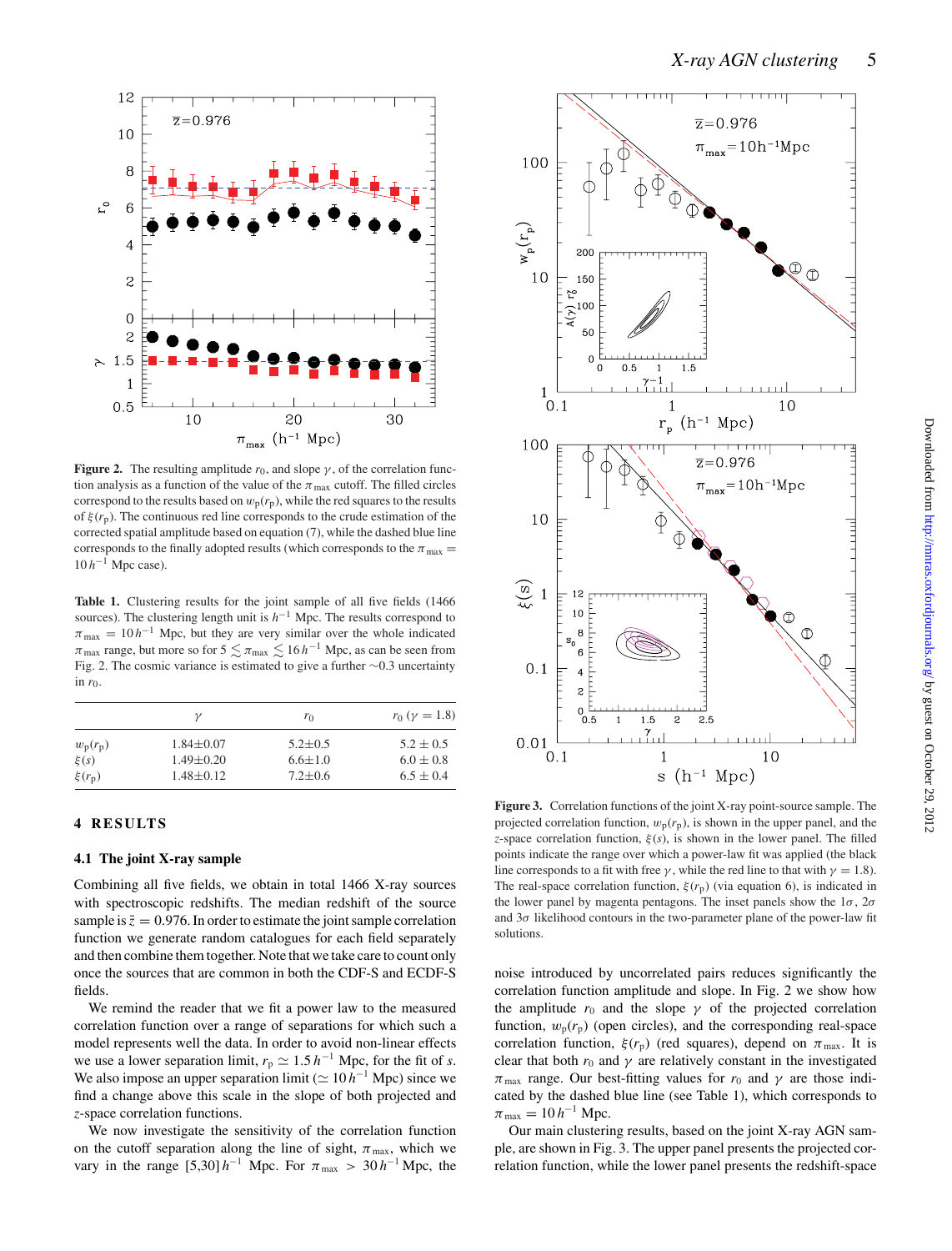**Figure 2.** The resulting amplitude $r_0$, and slope $\gamma$, of the correlation function analysis as a function of the value of the $\pi_{\rm max}$ cutoff. The filled circles correspond to the results based on $w_{\rm p}(r_{\rm p})$, while the red squares to the results of $\xi(r_{\rm p})$. The continuous red line corresponds to the crude estimation of the corrected spatial amplitude based on equation (7), while the dashed blue line corresponds to the finally adopted results (which corresponds to the $\pi_{\rm max} = 10\,h^{-1}$ Mpc case).

**Table 1.** Clustering results for the joint sample of all five fields (1466 sources). The clustering length unit is $h^{-1}$ Mpc. The results correspond to $\pi_{\rm max} = 10\,h^{-1}$ Mpc, but they are very similar over the whole indicated $\pi_{\rm max}$ range, but more so for $5 \lesssim \pi_{\rm max} \lesssim 16\,h^{-1}$ Mpc, as can be seen from Fig. 2. The cosmic variance is estimated to give a further $\sim$0.3 uncertainty in $r_0$.

| | $\gamma$ | $r_0$ | $r_0$ ($\gamma = 1.8$) |
|---|---|---|---|
| $w_{\rm p}(r_{\rm p})$ | 1.84±0.07 | 5.2±0.5 | 5.2 ± 0.5 |
| $\xi(s)$ | 1.49±0.20 | 6.6±1.0 | 6.0 ± 0.8 |
| $\xi(r_{\rm p})$ | 1.48±0.12 | 7.2±0.6 | 6.5 ± 0.4 |

# 4 RESULTS

## 4.1 The joint X-ray sample

Combining all five fields, we obtain in total 1466 X-ray sources with spectroscopic redshifts. The median redshift of the source sample is $\bar{z} = 0.976$. In order to estimate the joint sample correlation function we generate random catalogues for each field separately and then combine them together. Note that we take care to count only once the sources that are common in both the CDF-S and ECDF-S fields.

We remind the reader that we fit a power law to the measured correlation function over a range of separations for which such a model represents well the data. In order to avoid non-linear effects we use a lower separation limit, $r_{\rm p} \simeq 1.5\,h^{-1}$ Mpc, for the fit of $s$. We also impose an upper separation limit ($\simeq 10\,h^{-1}$ Mpc) since we find a change above this scale in the slope of both projected and $z$-space correlation functions.

We now investigate the sensitivity of the correlation function on the cutoff separation along the line of sight, $\pi_{\rm max}$, which we vary in the range $[5,30]\,h^{-1}$ Mpc. For $\pi_{\rm max} > 30\,h^{-1}$ Mpc, the noise introduced by uncorrelated pairs reduces significantly the correlation function amplitude and slope. In Fig. 2 we show how the amplitude $r_0$ and the slope $\gamma$ of the projected correlation function, $w_{\rm p}(r_{\rm p})$ (open circles), and the corresponding real-space correlation function, $\xi(r_{\rm p})$ (red squares), depend on $\pi_{\rm max}$. It is clear that both $r_0$ and $\gamma$ are relatively constant in the investigated $\pi_{\rm max}$ range. Our best-fitting values for $r_0$ and $\gamma$ are those indicated by the dashed blue line (see Table 1), which corresponds to $\pi_{\rm max} = 10\,h^{-1}$ Mpc.

Our main clustering results, based on the joint X-ray AGN sample, are shown in Fig. 3. The upper panel presents the projected correlation function, while the lower panel presents the redshift-space

**Figure 3.** Correlation functions of the joint X-ray point-source sample. The projected correlation function, $w_{\rm p}(r_{\rm p})$, is shown in the upper panel, and the $z$-space correlation function, $\xi(s)$, is shown in the lower panel. The filled points indicate the range over which a power-law fit was applied (the black line corresponds to a fit with free $\gamma$, while the red line to that with $\gamma = 1.8$). The real-space correlation function, $\xi(r_{\rm p})$ (via equation 6), is indicated in the lower panel by magenta pentagons. The inset panels show the $1\sigma$, $2\sigma$ and $3\sigma$ likelihood contours in the two-parameter plane of the power-law fit solutions.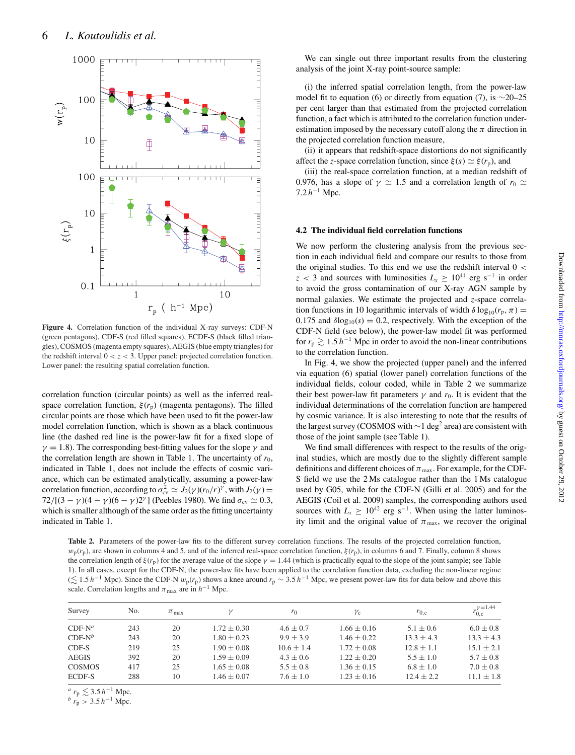Figure 4. Correlation function of the individual X-ray surveys: CDF-N (green pentagons), CDF-S (red filled squares), ECDF-S (black filled triangles), COSMOS (magenta empty squares), AEGIS (blue empty triangles) for the redshift interval $0 < z < 3$. Upper panel: projected correlation function. Lower panel: the resulting spatial correlation function.

correlation function (circular points) as well as the inferred real-space correlation function, $\xi(r_p)$ (magenta pentagons). The filled circular points are those which have been used to fit the power-law model correlation function, which is shown as a black continuous line (the dashed red line is the power-law fit for a fixed slope of $\gamma = 1.8$). The corresponding best-fitting values for the slope $\gamma$ and the correlation length are shown in Table 1. The uncertainty of $r_0$, indicated in Table 1, does not include the effects of cosmic variance, which can be estimated analytically, assuming a power-law correlation function, according to $\sigma_{cv}^2 \simeq J_2(\gamma)(r_0/r)^\gamma$, with $J_2(\gamma) = 72/[(3-\gamma)(4-\gamma)(6-\gamma)2^\gamma]$ (Peebles 1980). We find $\sigma_{cv} \simeq 0.3$, which is smaller although of the same order as the fitting uncertainty indicated in Table 1.

We can single out three important results from the clustering analysis of the joint X-ray point-source sample:

(i) the inferred spatial correlation length, from the power-law model fit to equation (6) or directly from equation (7), is ∼20–25 per cent larger than that estimated from the projected correlation function, a fact which is attributed to the correlation function under-estimation imposed by the necessary cutoff along the $\pi$ direction in the projected correlation function measure,

(ii) it appears that redshift-space distortions do not significantly affect the $z$-space correlation function, since $\xi(s) \simeq \xi(r_p)$, and

(iii) the real-space correlation function, at a median redshift of 0.976, has a slope of $\gamma \simeq 1.5$ and a correlation length of $r_0 \simeq 7.2\,h^{-1}$ Mpc.

### 4.2 The individual field correlation functions

We now perform the clustering analysis from the previous section in each individual field and compare our results to those from the original studies. To this end we use the redshift interval $0 < z < 3$ and sources with luminosities $L_x \geq 10^{41}$ erg s$^{-1}$ in order to avoid the gross contamination of our X-ray AGN sample by normal galaxies. We estimate the projected and $z$-space correlation functions in 10 logarithmic intervals of width $\delta\log_{10}(r_p, \pi) = 0.175$ and $\delta\log_{10}(s) = 0.2$, respectively. With the exception of the CDF-N field (see below), the power-law model fit was performed for $r_p \gtrsim 1.5\,h^{-1}$ Mpc in order to avoid the non-linear contributions to the correlation function.

In Fig. 4, we show the projected (upper panel) and the inferred via equation (6) spatial (lower panel) correlation functions of the individual fields, colour coded, while in Table 2 we summarize their best power-law fit parameters $\gamma$ and $r_0$. It is evident that the individual determinations of the correlation function are hampered by cosmic variance. It is also interesting to note that the results of the largest survey (COSMOS with ∼1 deg$^2$ area) are consistent with those of the joint sample (see Table 1).

We find small differences with respect to the results of the original studies, which are mostly due to the slightly different sample definitions and different choices of $\pi_{max}$. For example, for the CDF-S field we use the 2 Ms catalogue rather than the 1 Ms catalogue used by G05, while for the CDF-N (Gilli et al. 2005) and for the AEGIS (Coil et al. 2009) samples, the corresponding authors used sources with $L_x \geq 10^{42}$ erg s$^{-1}$. When using the latter luminosity limit and the original value of $\pi_{max}$, we recover the original

**Table 2.** Parameters of the power-law fits to the different survey correlation functions. The results of the projected correlation function, $w_p(r_p)$, are shown in columns 4 and 5, and of the inferred real-space correlation function, $\xi(r_p)$, in columns 6 and 7. Finally, column 8 shows the correlation length of $\xi(r_p)$ for the average value of the slope $\gamma = 1.44$ (which is practically equal to the slope of the joint sample; see Table 1). In all cases, except for the CDF-N, the power-law fits have been applied to the correlation function data, excluding the non-linear regime ($\lesssim 1.5\,h^{-1}$ Mpc). Since the CDF-N $w_p(r_p)$ shows a knee around $r_p \sim 3.5\,h^{-1}$ Mpc, we present power-law fits for data below and above this scale. Correlation lengths and $\pi_{max}$ are in $h^{-1}$ Mpc.

| Survey | No. | $\pi_{max}$ | $\gamma$ | $r_0$ | $\gamma_c$ | $r_{0,c}$ | $r_{0,c}^{\gamma=1.44}$ |
|---|---|---|---|---|---|---|---|
| CDF-N[a] | 243 | 20 | $1.72 \pm 0.30$ | $4.6 \pm 0.7$ | $1.66 \pm 0.16$ | $5.1 \pm 0.6$ | $6.0 \pm 0.8$ |
| CDF-N[b] | 243 | 20 | $1.80 \pm 0.23$ | $9.9 \pm 3.9$ | $1.46 \pm 0.22$ | $13.3 \pm 4.3$ | $13.3 \pm 4.3$ |
| CDF-S | 219 | 25 | $1.90 \pm 0.08$ | $10.6 \pm 1.4$ | $1.72 \pm 0.08$ | $12.8 \pm 1.1$ | $15.1 \pm 2.1$ |
| AEGIS | 392 | 20 | $1.59 \pm 0.09$ | $4.3 \pm 0.6$ | $1.22 \pm 0.20$ | $5.5 \pm 1.0$ | $5.7 \pm 0.8$ |
| COSMOS | 417 | 25 | $1.65 \pm 0.08$ | $5.5 \pm 0.8$ | $1.36 \pm 0.15$ | $6.8 \pm 1.0$ | $7.0 \pm 0.8$ |
| ECDF-S | 288 | 10 | $1.46 \pm 0.07$ | $7.6 \pm 1.0$ | $1.23 \pm 0.16$ | $12.4 \pm 2.2$ | $11.1 \pm 1.8$ |

[a] $r_p \lesssim 3.5\,h^{-1}$ Mpc.
[b] $r_p > 3.5\,h^{-1}$ Mpc.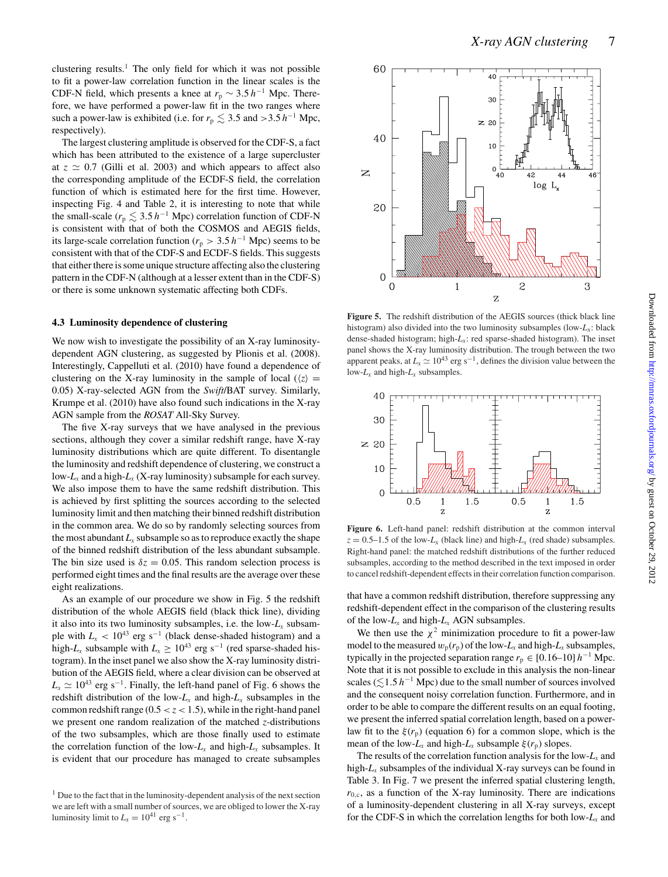clustering results.[1] The only field for which it was not possible to fit a power-law correlation function in the linear scales is the CDF-N field, which presents a knee at $r_p \sim 3.5\,h^{-1}$ Mpc. Therefore, we have performed a power-law fit in the two ranges where such a power-law is exhibited (i.e. for $r_p \lesssim 3.5$ and $>3.5\,h^{-1}$ Mpc, respectively).

The largest clustering amplitude is observed for the CDF-S, a fact which has been attributed to the existence of a large supercluster at $z \simeq 0.7$ (Gilli et al. 2003) and which appears to affect also the corresponding amplitude of the ECDF-S field, the correlation function of which is estimated here for the first time. However, inspecting Fig. 4 and Table 2, it is interesting to note that while the small-scale ($r_p \lesssim 3.5\,h^{-1}$ Mpc) correlation function of CDF-N is consistent with that of both the COSMOS and AEGIS fields, its large-scale correlation function ($r_p > 3.5\,h^{-1}$ Mpc) seems to be consistent with that of the CDF-S and ECDF-S fields. This suggests that either there is some unique structure affecting also the clustering pattern in the CDF-N (although at a lesser extent than in the CDF-S) or there is some unknown systematic affecting both CDFs.

### 4.3 Luminosity dependence of clustering

We now wish to investigate the possibility of an X-ray luminosity-dependent AGN clustering, as suggested by Plionis et al. (2008). Interestingly, Cappelluti et al. (2010) have found a dependence of clustering on the X-ray luminosity in the sample of local ($\langle z \rangle = 0.05$) X-ray-selected AGN from the *Swift*/BAT survey. Similarly, Krumpe et al. (2010) have also found such indications in the X-ray AGN sample from the *ROSAT* All-Sky Survey.

The five X-ray surveys that we have analysed in the previous sections, although they cover a similar redshift range, have X-ray luminosity distributions which are quite different. To disentangle the luminosity and redshift dependence of clustering, we construct a low-$L_x$ and a high-$L_x$ (X-ray luminosity) subsample for each survey. We also impose them to have the same redshift distribution. This is achieved by first splitting the sources according to the selected luminosity limit and then matching their binned redshift distribution in the common area. We do so by randomly selecting sources from the most abundant $L_x$ subsample so as to reproduce exactly the shape of the binned redshift distribution of the less abundant subsample. The bin size used is $\delta z = 0.05$. This random selection process is performed eight times and the final results are the average over these eight realizations.

As an example of our procedure we show in Fig. 5 the redshift distribution of the whole AEGIS field (black thick line), dividing it also into its two luminosity subsamples, i.e. the low-$L_x$ subsample with $L_x < 10^{43}$ erg s$^{-1}$ (black dense-shaded histogram) and a high-$L_x$ subsample with $L_x \geq 10^{43}$ erg s$^{-1}$ (red sparse-shaded histogram). In the inset panel we also show the X-ray luminosity distribution of the AEGIS field, where a clear division can be observed at $L_x \simeq 10^{43}$ erg s$^{-1}$. Finally, the left-hand panel of Fig. 6 shows the redshift distribution of the low-$L_x$ and high-$L_x$ subsamples in the common redshift range ($0.5 < z < 1.5$), while in the right-hand panel we present one random realization of the matched $z$-distributions of the two subsamples, which are those finally used to estimate the correlation function of the low-$L_x$ and high-$L_x$ subsamples. It is evident that our procedure has managed to create subsamples that have a common redshift distribution, therefore suppressing any redshift-dependent effect in the comparison of the clustering results of the low-$L_x$ and high-$L_x$ AGN subsamples.

**Figure 5.** The redshift distribution of the AEGIS sources (thick black line histogram) also divided into the two luminosity subsamples (low-$L_x$: black dense-shaded histogram; high-$L_x$: red sparse-shaded histogram). The inset panel shows the X-ray luminosity distribution. The trough between the two apparent peaks, at $L_x \simeq 10^{43}$ erg s$^{-1}$, defines the division value between the low-$L_x$ and high-$L_x$ subsamples.

**Figure 6.** Left-hand panel: redshift distribution at the common interval $z = 0.5$–$1.5$ of the low-$L_x$ (black line) and high-$L_x$ (red shade) subsamples. Right-hand panel: the matched redshift distributions of the further reduced subsamples, according to the method described in the text imposed in order to cancel redshift-dependent effects in their correlation function comparison.

We then use the $\chi^2$ minimization procedure to fit a power-law model to the measured $w_p(r_p)$ of the low-$L_x$ and high-$L_x$ subsamples, typically in the projected separation range $r_p \in [0.16$–$10]\,h^{-1}$ Mpc. Note that it is not possible to exclude in this analysis the non-linear scales ($\lesssim 1.5\,h^{-1}$ Mpc) due to the small number of sources involved and the consequent noisy correlation function. Furthermore, and in order to be able to compare the different results on an equal footing, we present the inferred spatial correlation length, based on a power-law fit to the $\xi(r_p)$ (equation 6) for a common slope, which is the mean of the low-$L_x$ and high-$L_x$ subsample $\xi(r_p)$ slopes.

The results of the correlation function analysis for the low-$L_x$ and high-$L_x$ subsamples of the individual X-ray surveys can be found in Table 3. In Fig. 7 we present the inferred spatial clustering length, $r_{0,c}$, as a function of the X-ray luminosity. There are indications of a luminosity-dependent clustering in all X-ray surveys, except for the CDF-S in which the correlation lengths for both low-$L_x$ and

[1] Due to the fact that in the luminosity-dependent analysis of the next section we are left with a small number of sources, we are obliged to lower the X-ray luminosity limit to $L_x = 10^{41}$ erg s$^{-1}$.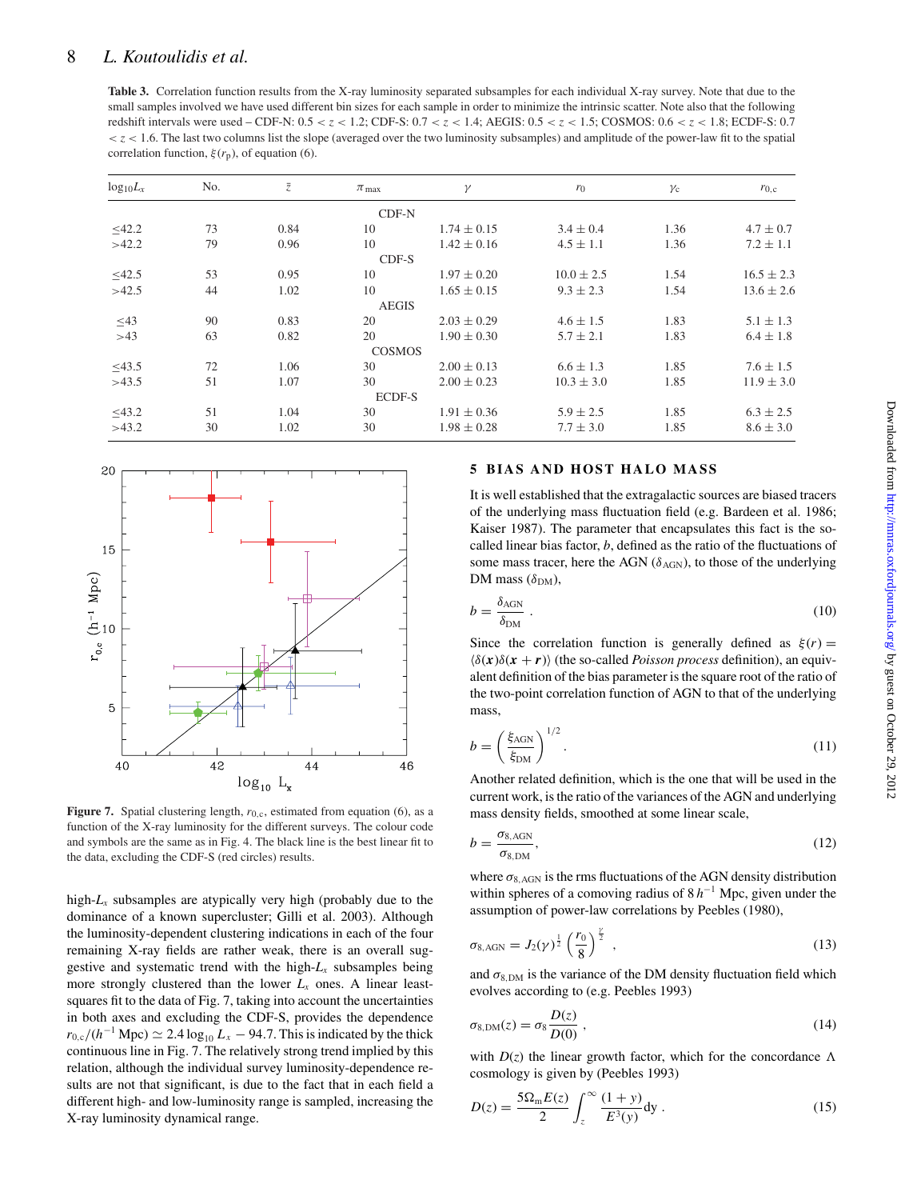**Table 3.** Correlation function results from the X-ray luminosity separated subsamples for each individual X-ray survey. Note that due to the small samples involved we have used different bin sizes for each sample in order to minimize the intrinsic scatter. Note also that the following redshift intervals were used – CDF-N: $0.5 < z < 1.2$; CDF-S: $0.7 < z < 1.4$; AEGIS: $0.5 < z < 1.5$; COSMOS: $0.6 < z < 1.8$; ECDF-S: $0.7 < z < 1.6$. The last two columns list the slope (averaged over the two luminosity subsamples) and amplitude of the power-law fit to the spatial correlation function, $\xi(r_{\rm p})$, of equation (6).

| $\log_{10} L_x$ | No. | $\bar{z}$ | $\pi_{\max}$ | $\gamma$ | $r_0$ | $\gamma_{\rm c}$ | $r_{0,{\rm c}}$ |
|---|---|---|---|---|---|---|---|
| | | | CDF-N | | | | |
| ≤42.2 | 73 | 0.84 | 10 | $1.74 \pm 0.15$ | $3.4 \pm 0.4$ | 1.36 | $4.7 \pm 0.7$ |
| >42.2 | 79 | 0.96 | 10 | $1.42 \pm 0.16$ | $4.5 \pm 1.1$ | 1.36 | $7.2 \pm 1.1$ |
| | | | CDF-S | | | | |
| ≤42.5 | 53 | 0.95 | 10 | $1.97 \pm 0.20$ | $10.0 \pm 2.5$ | 1.54 | $16.5 \pm 2.3$ |
| >42.5 | 44 | 1.02 | 10 | $1.65 \pm 0.15$ | $9.3 \pm 2.3$ | 1.54 | $13.6 \pm 2.6$ |
| | | | AEGIS | | | | |
| ≤43 | 90 | 0.83 | 20 | $2.03 \pm 0.29$ | $4.6 \pm 1.5$ | 1.83 | $5.1 \pm 1.3$ |
| >43 | 63 | 0.82 | 20 | $1.90 \pm 0.30$ | $5.7 \pm 2.1$ | 1.83 | $6.4 \pm 1.8$ |
| | | | COSMOS | | | | |
| ≤43.5 | 72 | 1.06 | 30 | $2.00 \pm 0.13$ | $6.6 \pm 1.3$ | 1.85 | $7.6 \pm 1.5$ |
| >43.5 | 51 | 1.07 | 30 | $2.00 \pm 0.23$ | $10.3 \pm 3.0$ | 1.85 | $11.9 \pm 3.0$ |
| | | | ECDF-S | | | | |
| ≤43.2 | 51 | 1.04 | 30 | $1.91 \pm 0.36$ | $5.9 \pm 2.5$ | 1.85 | $6.3 \pm 2.5$ |
| >43.2 | 30 | 1.02 | 30 | $1.98 \pm 0.28$ | $7.7 \pm 3.0$ | 1.85 | $8.6 \pm 3.0$ |

**Figure 7.** Spatial clustering length, $r_{0,{\rm c}}$, estimated from equation (6), as a function of the X-ray luminosity for the different surveys. The colour code and symbols are the same as in Fig. 4. The black line is the best linear fit to the data, excluding the CDF-S (red circles) results.

high-$L_x$ subsamples are atypically very high (probably due to the dominance of a known supercluster; Gilli et al. 2003). Although the luminosity-dependent clustering indications in each of the four remaining X-ray fields are rather weak, there is an overall suggestive and systematic trend with the high-$L_x$ subsamples being more strongly clustered than the lower $L_x$ ones. A linear least-squares fit to the data of Fig. 7, taking into account the uncertainties in both axes and excluding the CDF-S, provides the dependence $r_{0,{\rm c}}/(h^{-1}\,{\rm Mpc}) \simeq 2.4 \log_{10} L_x - 94.7$. This is indicated by the thick continuous line in Fig. 7. The relatively strong trend implied by this relation, although the individual survey luminosity-dependence results are not that significant, is due to the fact that in each field a different high- and low-luminosity range is sampled, increasing the X-ray luminosity dynamical range.

## 5 BIAS AND HOST HALO MASS

It is well established that the extragalactic sources are biased tracers of the underlying mass fluctuation field (e.g. Bardeen et al. 1986; Kaiser 1987). The parameter that encapsulates this fact is the so-called linear bias factor, $b$, defined as the ratio of the fluctuations of some mass tracer, here the AGN ($\delta_{\rm AGN}$), to those of the underlying DM mass ($\delta_{\rm DM}$),

$$b = \frac{\delta_{\rm AGN}}{\delta_{\rm DM}} . \tag{10}$$

Since the correlation function is generally defined as $\xi(r) = \langle \delta(\boldsymbol{x})\delta(\boldsymbol{x}+\boldsymbol{r})\rangle$ (the so-called *Poisson process* definition), an equivalent definition of the bias parameter is the square root of the ratio of the two-point correlation function of AGN to that of the underlying mass,

$$b = \left(\frac{\xi_{\rm AGN}}{\xi_{\rm DM}}\right)^{1/2} . \tag{11}$$

Another related definition, which is the one that will be used in the current work, is the ratio of the variances of the AGN and underlying mass density fields, smoothed at some linear scale,

$$b = \frac{\sigma_{8,{\rm AGN}}}{\sigma_{8,{\rm DM}}}, \tag{12}$$

where $\sigma_{8,{\rm AGN}}$ is the rms fluctuations of the AGN density distribution within spheres of a comoving radius of $8\,h^{-1}$ Mpc, given under the assumption of power-law correlations by Peebles (1980),

$$\sigma_{8,{\rm AGN}} = J_2(\gamma)^{\frac{1}{2}} \left(\frac{r_0}{8}\right)^{\frac{\gamma}{2}} , \tag{13}$$

and $\sigma_{8,{\rm DM}}$ is the variance of the DM density fluctuation field which evolves according to (e.g. Peebles 1993)

$$\sigma_{8,{\rm DM}}(z) = \sigma_8 \frac{D(z)}{D(0)} , \tag{14}$$

with $D(z)$ the linear growth factor, which for the concordance $\Lambda$ cosmology is given by (Peebles 1993)

$$D(z) = \frac{5\Omega_{\rm m}E(z)}{2} \int_z^{\infty} \frac{(1+y)}{E^3(y)} {\rm d}y . \tag{15}$$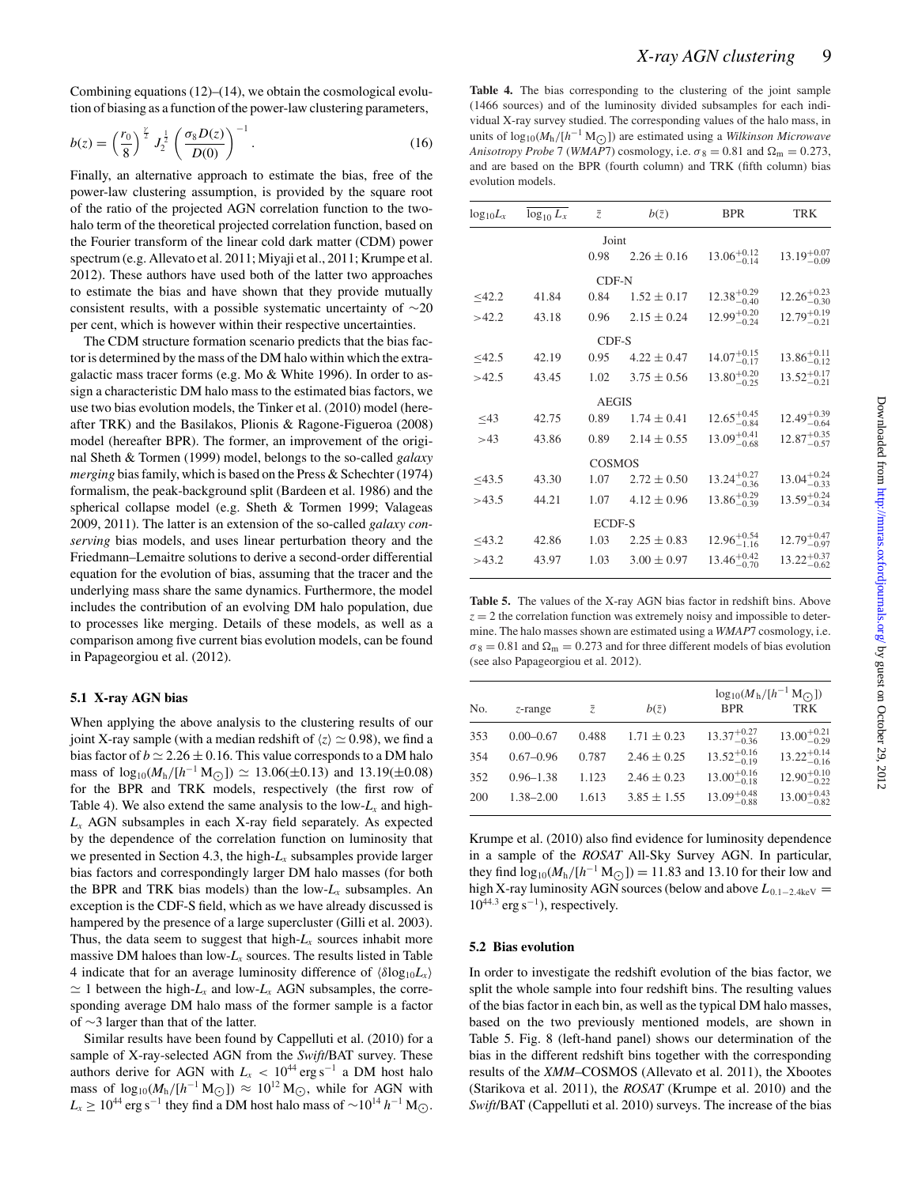Combining equations (12)–(14), we obtain the cosmological evolution of biasing as a function of the power-law clustering parameters,

$$b(z) = \left(\frac{r_0}{8}\right)^{\frac{\gamma}{2}} J_2^{\frac{1}{2}} \left(\frac{\sigma_8 D(z)}{D(0)}\right)^{-1}. \quad (16)$$

Finally, an alternative approach to estimate the bias, free of the power-law clustering assumption, is provided by the square root of the ratio of the projected AGN correlation function to the two-halo term of the theoretical projected correlation function, based on the Fourier transform of the linear cold dark matter (CDM) power spectrum (e.g. Allevato et al. 2011; Miyaji et al., 2011; Krumpe et al. 2012). These authors have used both of the latter two approaches to estimate the bias and have shown that they provide mutually consistent results, with a possible systematic uncertainty of $\sim$20 per cent, which is however within their respective uncertainties.

The CDM structure formation scenario predicts that the bias factor is determined by the mass of the DM halo within which the extragalactic mass tracer forms (e.g. Mo & White 1996). In order to assign a characteristic DM halo mass to the estimated bias factors, we use two bias evolution models, the Tinker et al. (2010) model (hereafter TRK) and the Basilakos, Plionis & Ragone-Figueroa (2008) model (hereafter BPR). The former, an improvement of the original Sheth & Tormen (1999) model, belongs to the so-called *galaxy merging* bias family, which is based on the Press & Schechter (1974) formalism, the peak-background split (Bardeen et al. 1986) and the spherical collapse model (e.g. Sheth & Tormen 1999; Valageas 2009, 2011). The latter is an extension of the so-called *galaxy conserving* bias models, and uses linear perturbation theory and the Friedmann–Lemaitre solutions to derive a second-order differential equation for the evolution of bias, assuming that the tracer and the underlying mass share the same dynamics. Furthermore, the model includes the contribution of an evolving DM halo population, due to processes like merging. Details of these models, as well as a comparison among five current bias evolution models, can be found in Papageorgiou et al. (2012).

### 5.1 X-ray AGN bias

When applying the above analysis to the clustering results of our joint X-ray sample (with a median redshift of $\langle z \rangle \simeq 0.98$), we find a bias factor of $b \simeq 2.26 \pm 0.16$. This value corresponds to a DM halo mass of $\log_{10}(M_{\rm h}/[h^{-1}\,{\rm M}_{\odot}]) \simeq 13.06(\pm 0.13)$ and $13.19(\pm 0.08)$ for the BPR and TRK models, respectively (the first row of Table 4). We also extend the same analysis to the low-$L_x$ and high-$L_x$ AGN subsamples in each X-ray field separately. As expected by the dependence of the correlation function on luminosity that we presented in Section 4.3, the high-$L_x$ subsamples provide larger bias factors and correspondingly larger DM halo masses (for both the BPR and TRK bias models) than the low-$L_x$ subsamples. An exception is the CDF-S field, which as we have already discussed is hampered by the presence of a large supercluster (Gilli et al. 2003). Thus, the data seem to suggest that high-$L_x$ sources inhabit more massive DM haloes than low-$L_x$ sources. The results listed in Table 4 indicate that for an average luminosity difference of $\langle \delta \log_{10} L_x \rangle \simeq 1$ between the high-$L_x$ and low-$L_x$ AGN subsamples, the corresponding average DM halo mass of the former sample is a factor of $\sim$3 larger than that of the latter.

Similar results have been found by Cappelluti et al. (2010) for a sample of X-ray-selected AGN from the *Swift*/BAT survey. These authors derive for AGN with $L_x < 10^{44}\,{\rm erg\,s^{-1}}$ a DM host halo mass of $\log_{10}(M_{\rm h}/[h^{-1}\,{\rm M}_{\odot}]) \approx 10^{12}\,{\rm M}_{\odot}$, while for AGN with $L_x \geq 10^{44}\,{\rm erg\,s^{-1}}$ they find a DM host halo mass of $\sim 10^{14}\,h^{-1}\,{\rm M}_{\odot}$.

**Table 4.** The bias corresponding to the clustering of the joint sample (1466 sources) and of the luminosity divided subsamples for each individual X-ray survey studied. The corresponding values of the halo mass, in units of $\log_{10}(M_{\rm h}/[h^{-1}\,{\rm M}_{\odot}])$ are estimated using a *Wilkinson Microwave Anisotropy Probe* 7 (*WMAP7*) cosmology, i.e. $\sigma_8 = 0.81$ and $\Omega_{\rm m} = 0.273$, and are based on the BPR (fourth column) and TRK (fifth column) bias evolution models.

| $\log_{10} L_x$ | $\overline{\log_{10} L_x}$ | $\bar{z}$ | $b(\bar{z})$ | BPR | TRK |
|---|---|---|---|---|---|
| | | Joint | | | |
| | | 0.98 | $2.26 \pm 0.16$ | $13.06^{+0.12}_{-0.14}$ | $13.19^{+0.07}_{-0.09}$ |
| | | CDF-N | | | |
| $\leq$42.2 | 41.84 | 0.84 | $1.52 \pm 0.17$ | $12.38^{+0.29}_{-0.40}$ | $12.26^{+0.23}_{-0.30}$ |
| $>$42.2 | 43.18 | 0.96 | $2.15 \pm 0.24$ | $12.99^{+0.20}_{-0.24}$ | $12.79^{+0.19}_{-0.21}$ |
| | | CDF-S | | | |
| $\leq$42.5 | 42.19 | 0.95 | $4.22 \pm 0.47$ | $14.07^{+0.15}_{-0.17}$ | $13.86^{+0.11}_{-0.12}$ |
| $>$42.5 | 43.45 | 1.02 | $3.75 \pm 0.56$ | $13.80^{+0.20}_{-0.25}$ | $13.52^{+0.17}_{-0.21}$ |
| | | AEGIS | | | |
| $\leq$43 | 42.75 | 0.89 | $1.74 \pm 0.41$ | $12.65^{+0.45}_{-0.84}$ | $12.49^{+0.39}_{-0.64}$ |
| $>$43 | 43.86 | 0.89 | $2.14 \pm 0.55$ | $13.09^{+0.41}_{-0.68}$ | $12.87^{+0.35}_{-0.57}$ |
| | | COSMOS | | | |
| $\leq$43.5 | 43.30 | 1.07 | $2.72 \pm 0.50$ | $13.24^{+0.27}_{-0.36}$ | $13.04^{+0.24}_{-0.33}$ |
| $>$43.5 | 44.21 | 1.07 | $4.12 \pm 0.96$ | $13.86^{+0.29}_{-0.39}$ | $13.59^{+0.24}_{-0.34}$ |
| | | ECDF-S | | | |
| $\leq$43.2 | 42.86 | 1.03 | $2.25 \pm 0.83$ | $12.96^{+0.54}_{-1.16}$ | $12.79^{+0.47}_{-0.97}$ |
| $>$43.2 | 43.97 | 1.03 | $3.00 \pm 0.97$ | $13.46^{+0.42}_{-0.70}$ | $13.22^{+0.37}_{-0.62}$ |

**Table 5.** The values of the X-ray AGN bias factor in redshift bins. Above $z = 2$ the correlation function was extremely noisy and impossible to determine. The halo masses shown are estimated using a *WMAP7* cosmology, i.e. $\sigma_8 = 0.81$ and $\Omega_{\rm m} = 0.273$ and for three different models of bias evolution (see also Papageorgiou et al. 2012).

| No. | $z$-range | $\bar{z}$ | $b(\bar{z})$ | $\log_{10}(M_{\rm h}/[h^{-1}\,{\rm M}_{\odot}])$ BPR | TRK |
|---|---|---|---|---|---|
| 353 | 0.00–0.67 | 0.488 | $1.71 \pm 0.23$ | $13.37^{+0.27}_{-0.36}$ | $13.00^{+0.21}_{-0.29}$ |
| 354 | 0.67–0.96 | 0.787 | $2.46 \pm 0.25$ | $13.52^{+0.16}_{-0.19}$ | $13.22^{+0.14}_{-0.16}$ |
| 352 | 0.96–1.38 | 1.123 | $2.46 \pm 0.23$ | $13.00^{+0.16}_{-0.18}$ | $12.90^{+0.10}_{-0.22}$ |
| 200 | 1.38–2.00 | 1.613 | $3.85 \pm 1.55$ | $13.09^{+0.48}_{-0.88}$ | $13.00^{+0.43}_{-0.82}$ |

Krumpe et al. (2010) also find evidence for luminosity dependence in a sample of the *ROSAT* All-Sky Survey AGN. In particular, they find $\log_{10}(M_{\rm h}/[h^{-1}\,{\rm M}_{\odot}]) = 11.83$ and 13.10 for their low and high X-ray luminosity AGN sources (below and above $L_{0.1-2.4\,{\rm keV}} = 10^{44.3}\,{\rm erg\,s^{-1}}$), respectively.

### 5.2 Bias evolution

In order to investigate the redshift evolution of the bias factor, we split the whole sample into four redshift bins. The resulting values of the bias factor in each bin, as well as the typical DM halo masses, based on the two previously mentioned models, are shown in Table 5. Fig. 8 (left-hand panel) shows our determination of the bias in the different redshift bins together with the corresponding results of the *XMM*–COSMOS (Allevato et al. 2011), the Xbootes (Starikova et al. 2011), the *ROSAT* (Krumpe et al. 2010) and the *Swift*/BAT (Cappelluti et al. 2010) surveys. The increase of the bias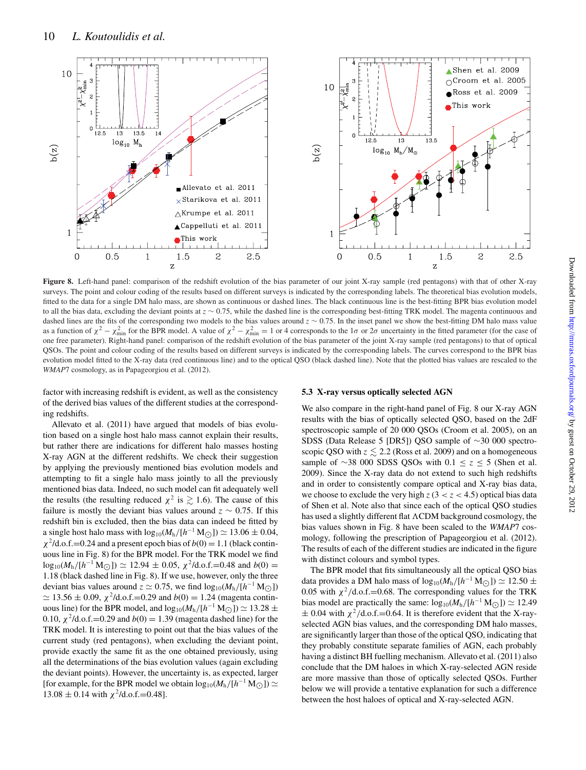**Figure 8.** Left-hand panel: comparison of the redshift evolution of the bias parameter of our joint X-ray sample (red pentagons) with that of other X-ray surveys. The point and colour coding of the results based on different surveys is indicated by the corresponding labels. The theoretical bias evolution models, fitted to the data for a single DM halo mass, are shown as continuous or dashed lines. The black continuous line is the best-fitting BPR bias evolution model to all the bias data, excluding the deviant points at $z \sim 0.75$, while the dashed line is the corresponding best-fitting TRK model. The magenta continuous and dashed lines are the fits of the corresponding two models to the bias values around $z \sim 0.75$. In the inset panel we show the best-fitting DM halo mass value as a function of $\chi^2 - \chi^2_{\rm min}$ for the BPR model. A value of $\chi^2 - \chi^2_{\rm min} = 1$ or 4 corresponds to the $1\sigma$ or $2\sigma$ uncertainty in the fitted parameter (for the case of one free parameter). Right-hand panel: comparison of the redshift evolution of the bias parameter of the joint X-ray sample (red pentagons) to that of optical QSOs. The point and colour coding of the results based on different surveys is indicated by the corresponding labels. The curves correspond to the BPR bias evolution model fitted to the X-ray data (red continuous line) and to the optical QSO (black dashed line). Note that the plotted bias values are rescaled to the *WMAP*7 cosmology, as in Papageorgiou et al. (2012).

factor with increasing redshift is evident, as well as the consistency of the derived bias values of the different studies at the corresponding redshifts.

Allevato et al. (2011) have argued that models of bias evolution based on a single host halo mass cannot explain their results, but rather there are indications for different halo masses hosting X-ray AGN at the different redshifts. We check their suggestion by applying the previously mentioned bias evolution models and attempting to fit a single halo mass jointly to all the previously mentioned bias data. Indeed, no such model can fit adequately well the results (the resulting reduced $\chi^2$ is $\gtrsim 1.6$). The cause of this failure is mostly the deviant bias values around $z \sim 0.75$. If this redshift bin is excluded, then the bias data can indeed be fitted by a single host halo mass with $\log_{10}(M_{\rm h}/[h^{-1}\,{\rm M}_{\odot}]) \simeq 13.06 \pm 0.04$, $\chi^2$/d.o.f.=0.24 and a present epoch bias of $b(0) = 1.1$ (black continuous line in Fig. 8) for the BPR model. For the TRK model we find $\log_{10}(M_{\rm h}/[h^{-1}\,{\rm M}_{\odot}]) \simeq 12.94 \pm 0.05$, $\chi^2$/d.o.f.=0.48 and $b(0) = 1.18$ (black dashed line in Fig. 8). If we use, however, only the three deviant bias values around $z \simeq 0.75$, we find $\log_{10}(M_{\rm h}/[h^{-1}\,{\rm M}_{\odot}]) \simeq 13.56 \pm 0.09$, $\chi^2$/d.o.f.=0.29 and $b(0) = 1.24$ (magenta continuous line) for the BPR model, and $\log_{10}(M_{\rm h}/[h^{-1}\,{\rm M}_{\odot}]) \simeq 13.28 \pm 0.10$, $\chi^2$/d.o.f.=0.29 and $b(0) = 1.39$ (magenta dashed line) for the TRK model. It is interesting to point out that the bias values of the current study (red pentagons), when excluding the deviant point, provide exactly the same fit as the one obtained previously, using all the determinations of the bias evolution values (again excluding the deviant points). However, the uncertainty is, as expected, larger [for example, for the BPR model we obtain $\log_{10}(M_{\rm h}/[h^{-1}\,{\rm M}_{\odot}]) \simeq 13.08 \pm 0.14$ with $\chi^2$/d.o.f.=0.48].

### 5.3 X-ray versus optically selected AGN

We also compare in the right-hand panel of Fig. 8 our X-ray AGN results with the bias of optically selected QSO, based on the 2dF spectroscopic sample of 20 000 QSOs (Croom et al. 2005), on an SDSS (Data Release 5 [DR5]) QSO sample of ~30 000 spectroscopic QSO with $z \lesssim 2.2$ (Ross et al. 2009) and on a homogeneous sample of ~38 000 SDSS QSOs with $0.1 \le z \le 5$ (Shen et al. 2009). Since the X-ray data do not extend to such high redshifts and in order to consistently compare optical and X-ray bias data, we choose to exclude the very high $z$ ($3 < z < 4.5$) optical bias data of Shen et al. Note also that since each of the optical QSO studies has used a slightly different flat ΛCDM background cosmology, the bias values shown in Fig. 8 have been scaled to the *WMAP*7 cosmology, following the prescription of Papageorgiou et al. (2012). The results of each of the different studies are indicated in the figure with distinct colours and symbol types.

The BPR model that fits simultaneously all the optical QSO bias data provides a DM halo mass of $\log_{10}(M_{\rm h}/[h^{-1}\,{\rm M}_{\odot}]) \simeq 12.50 \pm 0.05$ with $\chi^2$/d.o.f.=0.68. The corresponding values for the TRK bias model are practically the same: $\log_{10}(M_{\rm h}/[h^{-1}\,{\rm M}_{\odot}]) \simeq 12.49 \pm 0.04$ with $\chi^2$/d.o.f.=0.64. It is therefore evident that the X-ray-selected AGN bias values, and the corresponding DM halo masses, are significantly larger than those of the optical QSO, indicating that they probably constitute separate families of AGN, each probably having a distinct BH fuelling mechanism. Allevato et al. (2011) also conclude that the DM haloes in which X-ray-selected AGN reside are more massive than those of optically selected QSOs. Further below we will provide a tentative explanation for such a difference between the host haloes of optical and X-ray-selected AGN.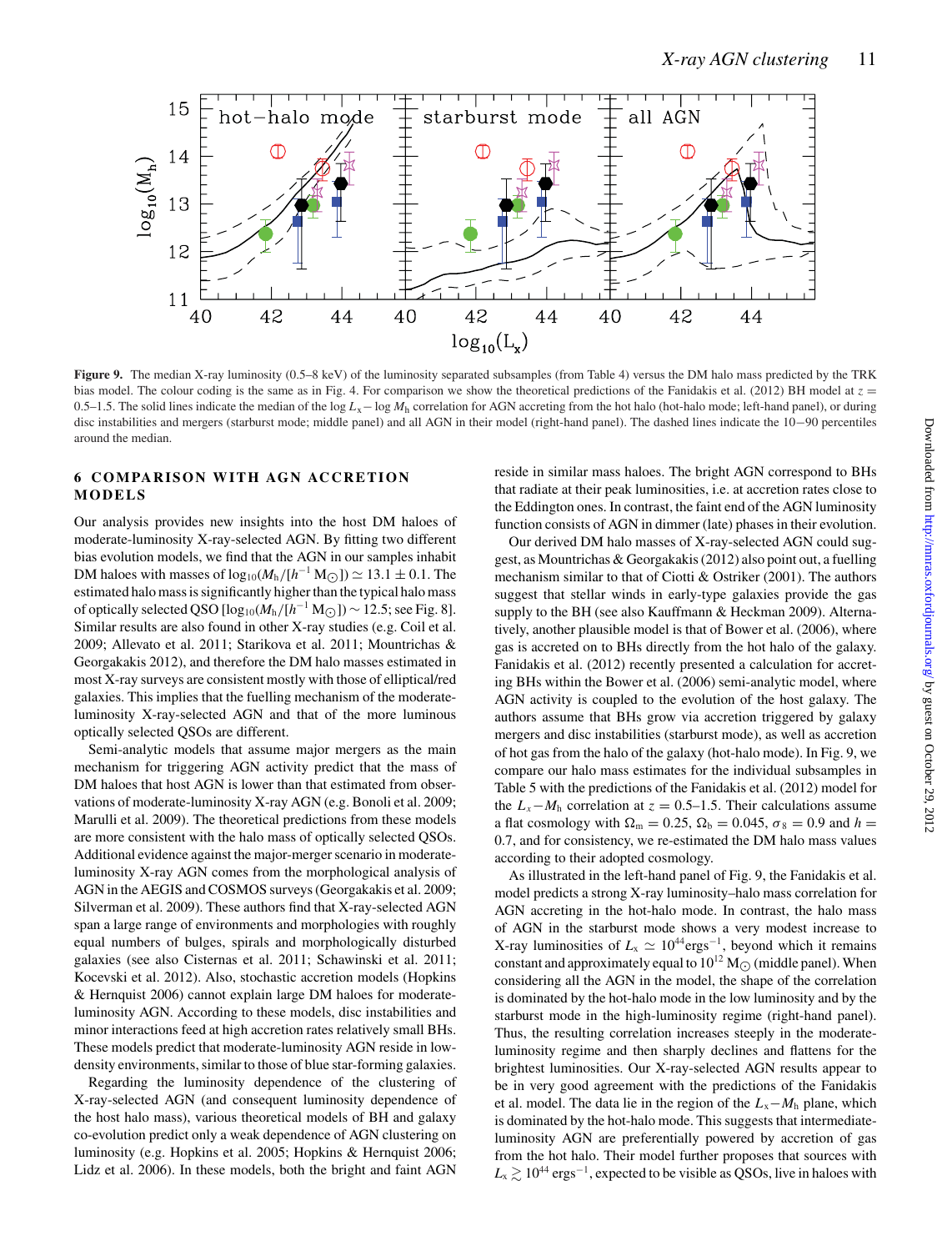**Figure 9.** The median X-ray luminosity (0.5–8 keV) of the luminosity separated subsamples (from Table 4) versus the DM halo mass predicted by the TRK bias model. The colour coding is the same as in Fig. 4. For comparison we show the theoretical predictions of the Fanidakis et al. (2012) BH model at $z = 0.5$–$1.5$. The solid lines indicate the median of the $\log L_x - \log M_h$ correlation for AGN accreting from the hot halo (hot-halo mode; left-hand panel), or during disc instabilities and mergers (starburst mode; middle panel) and all AGN in their model (right-hand panel). The dashed lines indicate the 10−90 percentiles around the median.

## 6 COMPARISON WITH AGN ACCRETION MODELS

Our analysis provides new insights into the host DM haloes of moderate-luminosity X-ray-selected AGN. By fitting two different bias evolution models, we find that the AGN in our samples inhabit DM haloes with masses of $\log_{10}(M_h/[h^{-1}\,M_\odot]) \simeq 13.1 \pm 0.1$. The estimated halo mass is significantly higher than the typical halo mass of optically selected QSO [$\log_{10}(M_h/[h^{-1}\,M_\odot]) \sim 12.5$; see Fig. 8]. Similar results are also found in other X-ray studies (e.g. Coil et al. 2009; Allevato et al. 2011; Starikova et al. 2011; Mountrichas & Georgakakis 2012), and therefore the DM halo masses estimated in most X-ray surveys are consistent mostly with those of elliptical/red galaxies. This implies that the fuelling mechanism of the moderate-luminosity X-ray-selected AGN and that of the more luminous optically selected QSOs are different.

Semi-analytic models that assume major mergers as the main mechanism for triggering AGN activity predict that the mass of DM haloes that host AGN is lower than that estimated from observations of moderate-luminosity X-ray AGN (e.g. Bonoli et al. 2009; Marulli et al. 2009). The theoretical predictions from these models are more consistent with the halo mass of optically selected QSOs. Additional evidence against the major-merger scenario in moderate-luminosity X-ray AGN comes from the morphological analysis of AGN in the AEGIS and COSMOS surveys (Georgakakis et al. 2009; Silverman et al. 2009). These authors find that X-ray-selected AGN span a large range of environments and morphologies with roughly equal numbers of bulges, spirals and morphologically disturbed galaxies (see also Cisternas et al. 2011; Schawinski et al. 2011; Kocevski et al. 2012). Also, stochastic accretion models (Hopkins & Hernquist 2006) cannot explain large DM haloes for moderate-luminosity AGN. According to these models, disc instabilities and minor interactions feed at high accretion rates relatively small BHs. These models predict that moderate-luminosity AGN reside in low-density environments, similar to those of blue star-forming galaxies.

Regarding the luminosity dependence of the clustering of X-ray-selected AGN (and consequent luminosity dependence of the host halo mass), various theoretical models of BH and galaxy co-evolution predict only a weak dependence of AGN clustering on luminosity (e.g. Hopkins et al. 2005; Hopkins & Hernquist 2006; Lidz et al. 2006). In these models, both the bright and faint AGN reside in similar mass haloes. The bright AGN correspond to BHs that radiate at their peak luminosities, i.e. at accretion rates close to the Eddington ones. In contrast, the faint end of the AGN luminosity function consists of AGN in dimmer (late) phases in their evolution.

Our derived DM halo masses of X-ray-selected AGN could suggest, as Mountrichas & Georgakakis (2012) also point out, a fuelling mechanism similar to that of Ciotti & Ostriker (2001). The authors suggest that stellar winds in early-type galaxies provide the gas supply to the BH (see also Kauffmann & Heckman 2009). Alternatively, another plausible model is that of Bower et al. (2006), where gas is accreted on to BHs directly from the hot halo of the galaxy. Fanidakis et al. (2012) recently presented a calculation for accreting BHs within the Bower et al. (2006) semi-analytic model, where AGN activity is coupled to the evolution of the host galaxy. The authors assume that BHs grow via accretion triggered by galaxy mergers and disc instabilities (starburst mode), as well as accretion of hot gas from the halo of the galaxy (hot-halo mode). In Fig. 9, we compare our halo mass estimates for the individual subsamples in Table 5 with the predictions of the Fanidakis et al. (2012) model for the $L_x - M_h$ correlation at $z = 0.5$–$1.5$. Their calculations assume a flat cosmology with $\Omega_m = 0.25$, $\Omega_b = 0.045$, $\sigma_8 = 0.9$ and $h = 0.7$, and for consistency, we re-estimated the DM halo mass values according to their adopted cosmology.

As illustrated in the left-hand panel of Fig. 9, the Fanidakis et al. model predicts a strong X-ray luminosity–halo mass correlation for AGN accreting in the hot-halo mode. In contrast, the halo mass of AGN in the starburst mode shows a very modest increase to X-ray luminosities of $L_x \simeq 10^{44}\,\mathrm{erg\,s^{-1}}$, beyond which it remains constant and approximately equal to $10^{12}\,M_\odot$ (middle panel). When considering all the AGN in the model, the shape of the correlation is dominated by the hot-halo mode in the low luminosity and by the starburst mode in the high-luminosity regime (right-hand panel). Thus, the resulting correlation increases steeply in the moderate-luminosity regime and then sharply declines and flattens for the brightest luminosities. Our X-ray-selected AGN results appear to be in very good agreement with the predictions of the Fanidakis et al. model. The data lie in the region of the $L_x - M_h$ plane, which is dominated by the hot-halo mode. This suggests that intermediate-luminosity AGN are preferentially powered by accretion of gas from the hot halo. Their model further proposes that sources with $L_x \gtrsim 10^{44}\,\mathrm{erg\,s^{-1}}$, expected to be visible as QSOs, live in haloes with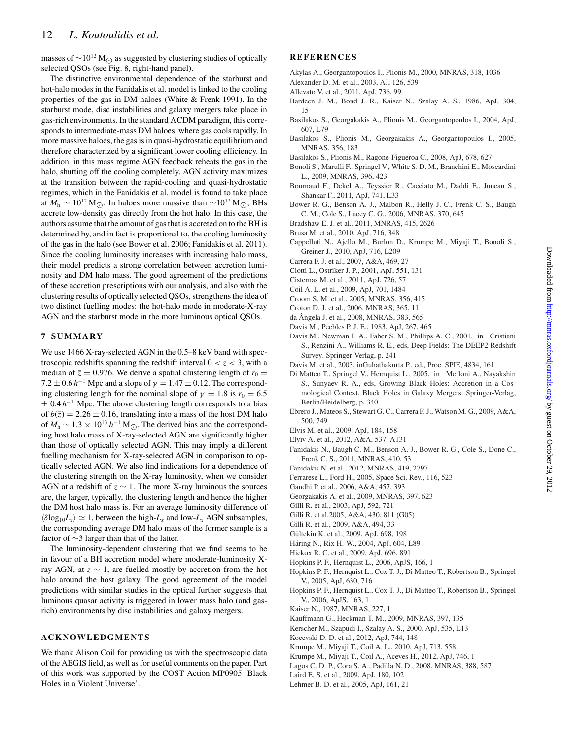masses of $\sim 10^{12}$ $M_{\odot}$ as suggested by clustering studies of optically selected QSOs (see Fig. 8, right-hand panel).

The distinctive environmental dependence of the starburst and hot-halo modes in the Fanidakis et al. model is linked to the cooling properties of the gas in DM haloes (White & Frenk 1991). In the starburst mode, disc instabilities and galaxy mergers take place in gas-rich environments. In the standard ΛCDM paradigm, this corresponds to intermediate-mass DM haloes, where gas cools rapidly. In more massive haloes, the gas is in quasi-hydrostatic equilibrium and therefore characterized by a significant lower cooling efficiency. In addition, in this mass regime AGN feedback reheats the gas in the halo, shutting off the cooling completely. AGN activity maximizes at the transition between the rapid-cooling and quasi-hydrostatic regimes, which in the Fanidakis et al. model is found to take place at $M_{\rm h} \sim 10^{12}$ $M_{\odot}$. In haloes more massive than $\sim 10^{12}$ $M_{\odot}$, BHs accrete low-density gas directly from the hot halo. In this case, the authors assume that the amount of gas that is accreted on to the BH is determined by, and in fact is proportional to, the cooling luminosity of the gas in the halo (see Bower et al. 2006; Fanidakis et al. 2011). Since the cooling luminosity increases with increasing halo mass, their model predicts a strong correlation between accretion luminosity and DM halo mass. The good agreement of the predictions of these accretion prescriptions with our analysis, and also with the clustering results of optically selected QSOs, strengthens the idea of two distinct fuelling modes: the hot-halo mode in moderate-X-ray AGN and the starburst mode in the more luminous optical QSOs.

## 7 SUMMARY

We use 1466 X-ray-selected AGN in the 0.5–8 keV band with spectroscopic redshifts spanning the redshift interval $0 < z < 3$, with a median of $\bar{z} = 0.976$. We derive a spatial clustering length of $r_0 = 7.2 \pm 0.6\, h^{-1}$ Mpc and a slope of $\gamma = 1.47 \pm 0.12$. The corresponding clustering length for the nominal slope of $\gamma = 1.8$ is $r_0 = 6.5 \pm 0.4\, h^{-1}$ Mpc. The above clustering length corresponds to a bias of $b(\bar{z}) = 2.26 \pm 0.16$, translating into a mass of the host DM halo of $M_{\rm h} \sim 1.3 \times 10^{13}\, h^{-1}$ $M_{\odot}$. The derived bias and the corresponding host halo mass of X-ray-selected AGN are significantly higher than those of optically selected AGN. This may imply a different fuelling mechanism for X-ray-selected AGN in comparison to optically selected AGN. We also find indications for a dependence of the clustering strength on the X-ray luminosity, when we consider AGN at a redshift of $z \sim 1$. The more X-ray luminous the sources are, the larger, typically, the clustering length and hence the higher the DM host halo mass is. For an average luminosity difference of $\langle \delta \log_{10} L_x \rangle \simeq 1$, between the high-$L_x$ and low-$L_x$ AGN subsamples, the corresponding average DM halo mass of the former sample is a factor of $\sim 3$ larger than that of the latter.

The luminosity-dependent clustering that we find seems to be in favour of a BH accretion model where moderate-luminosity X-ray AGN, at $z \sim 1$, are fuelled mostly by accretion from the hot halo around the host galaxy. The good agreement of the model predictions with similar studies in the optical further suggests that luminous quasar activity is triggered in lower mass halo (and gas-rich) environments by disc instabilities and galaxy mergers.

## ACKNOWLEDGMENTS

We thank Alison Coil for providing us with the spectroscopic data of the AEGIS field, as well as for useful comments on the paper. Part of this work was supported by the COST Action MP0905 'Black Holes in a Violent Universe'.

## REFERENCES

Akylas A., Georgantopoulos I., Plionis M., 2000, MNRAS, 318, 1036
Alexander D. M. et al., 2003, AJ, 126, 539
Allevato V. et al., 2011, ApJ, 736, 99
Bardeen J. M., Bond J. R., Kaiser N., Szalay A. S., 1986, ApJ, 304, 15
Basilakos S., Georgakakis A., Plionis M., Georgantopoulos I., 2004, ApJ, 607, L79
Basilakos S., Plionis M., Georgakakis A., Georgantopoulos I., 2005, MNRAS, 356, 183
Basilakos S., Plionis M., Ragone-Figueroa C., 2008, ApJ, 678, 627
Bonoli S., Marulli F., Springel V., White S. D. M., Branchini E., Moscardini L., 2009, MNRAS, 396, 423
Bournaud F., Dekel A., Teyssier R., Cacciato M., Daddi E., Juneau S., Shankar F., 2011, ApJ, 741, L33
Bower R. G., Benson A. J., Malbon R., Helly J. C., Frenk C. S., Baugh C. M., Cole S., Lacey C. G., 2006, MNRAS, 370, 645
Bradshaw E. J. et al., 2011, MNRAS, 415, 2626
Brusa M. et al., 2010, ApJ, 716, 348
Cappelluti N., Ajello M., Burlon D., Krumpe M., Miyaji T., Bonoli S., Greiner J., 2010, ApJ, 716, L209
Carrera F. J. et al., 2007, A&A, 469, 27
Ciotti L., Ostriker J. P., 2001, ApJ, 551, 131
Cisternas M. et al., 2011, ApJ, 726, 57
Coil A. L. et al., 2009, ApJ, 701, 1484
Croom S. M. et al., 2005, MNRAS, 356, 415
Croton D. J. et al., 2006, MNRAS, 365, 11
da Ângela J. et al., 2008, MNRAS, 383, 565
Davis M., Peebles P. J. E., 1983, ApJ, 267, 465
Davis M., Newman J. A., Faber S. M., Phillips A. C., 2001, in Cristiani S., Renzini A., Williams R. E., eds, Deep Fields: The DEEP2 Redshift Survey. Springer-Verlag, p. 241
Davis M. et al., 2003, inGuhathakurta P., ed., Proc. SPIE, 4834, 161
Di Matteo T., Springel V., Hernquist L., 2005, in Merloni A., Nayakshin S., Sunyaev R. A., eds, Growing Black Holes: Accretion in a Cosmological Context, Black Holes in Galaxy Mergers. Springer-Verlag, Berlin/Heidelberg, p. 340
Ebrero J., Mateos S., Stewart G. C., Carrera F. J., Watson M. G., 2009, A&A, 500, 749
Elvis M. et al., 2009, ApJ, 184, 158
Elyiv A. et al., 2012, A&A, 537, A131
Fanidakis N., Baugh C. M., Benson A. J., Bower R. G., Cole S., Done C., Frenk C. S., 2011, MNRAS, 410, 53
Fanidakis N. et al., 2012, MNRAS, 419, 2797
Ferrarese L., Ford H., 2005, Space Sci. Rev., 116, 523
Gandhi P. et al., 2006, A&A, 457, 393
Georgakakis A. et al., 2009, MNRAS, 397, 623
Gilli R. et al., 2003, ApJ, 592, 721
Gilli R. et al.2005, A&A, 430, 811 (G05)
Gilli R. et al., 2009, A&A, 494, 33
Gültekin K. et al., 2009, ApJ, 698, 198
Häring N., Rix H.-W., 2004, ApJ, 604, L89
Hickox R. C. et al., 2009, ApJ, 696, 891
Hopkins P. F., Hernquist L., 2006, ApJS, 166, 1
Hopkins P. F., Hernquist L., Cox T. J., Di Matteo T., Robertson B., Springel V., 2005, ApJ, 630, 716
Hopkins P. F., Hernquist L., Cox T. J., Di Matteo T., Robertson B., Springel V., 2006, ApJS, 163, 1
Kaiser N., 1987, MNRAS, 227, 1
Kauffmann G., Heckman T. M., 2009, MNRAS, 397, 135
Kerscher M., Szapudi I., Szalay A. S., 2000, ApJ, 535, L13
Kocevski D. D. et al., 2012, ApJ, 744, 148
Krumpe M., Miyaji T., Coil A. L., 2010, ApJ, 713, 558
Krumpe M., Miyaji T., Coil A., Aceves H., 2012, ApJ, 746, 1
Lagos C. D. P., Cora S. A., Padilla N. D., 2008, MNRAS, 388, 587
Laird E. S. et al., 2009, ApJ, 180, 102
Lehmer B. D. et al., 2005, ApJ, 161, 21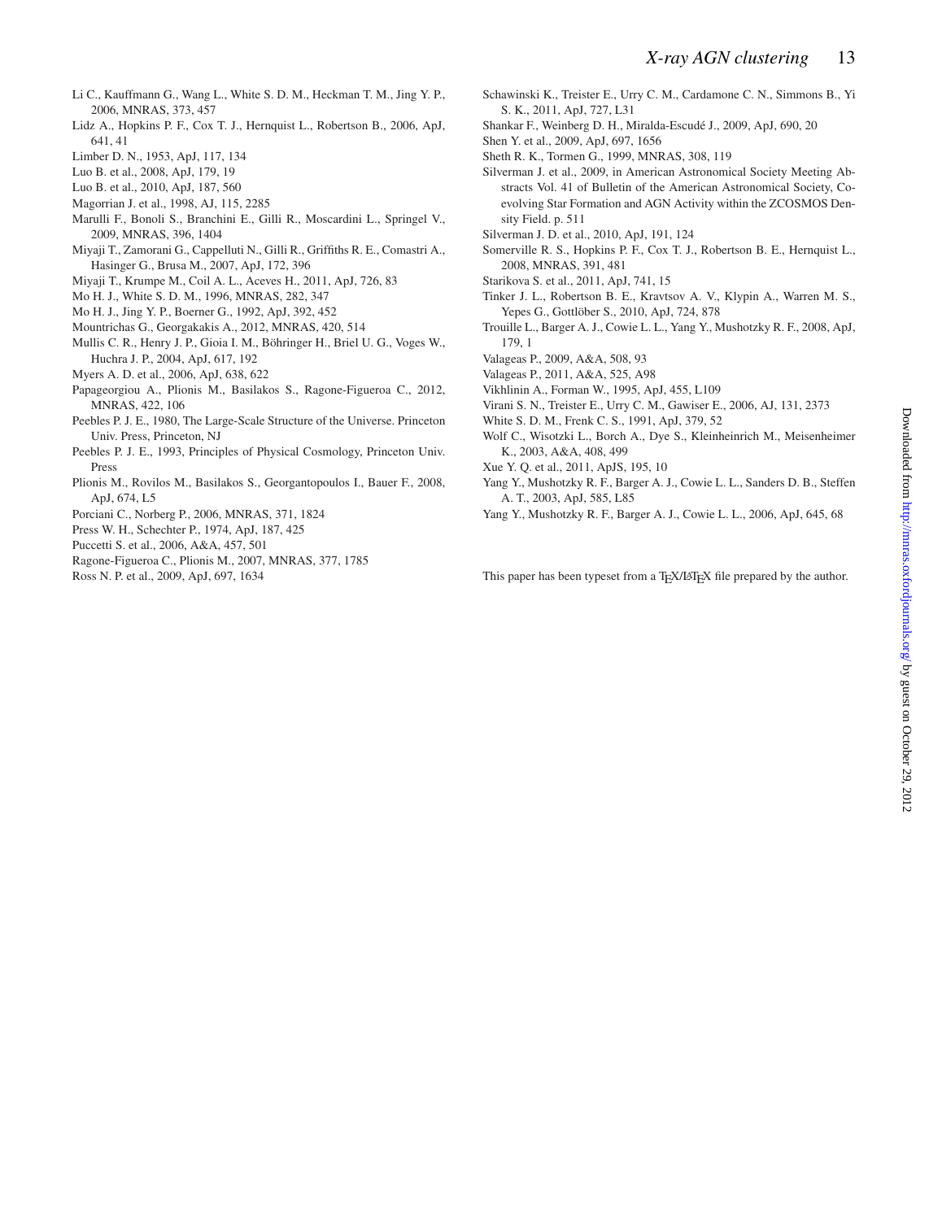Li C., Kauffmann G., Wang L., White S. D. M., Heckman T. M., Jing Y. P., 2006, MNRAS, 373, 457

Lidz A., Hopkins P. F., Cox T. J., Hernquist L., Robertson B., 2006, ApJ, 641, 41

Limber D. N., 1953, ApJ, 117, 134

Luo B. et al., 2008, ApJ, 179, 19

Luo B. et al., 2010, ApJ, 187, 560

Magorrian J. et al., 1998, AJ, 115, 2285

Marulli F., Bonoli S., Branchini E., Gilli R., Moscardini L., Springel V., 2009, MNRAS, 396, 1404

Miyaji T., Zamorani G., Cappelluti N., Gilli R., Griffiths R. E., Comastri A., Hasinger G., Brusa M., 2007, ApJ, 172, 396

Miyaji T., Krumpe M., Coil A. L., Aceves H., 2011, ApJ, 726, 83

Mo H. J., White S. D. M., 1996, MNRAS, 282, 347

Mo H. J., Jing Y. P., Boerner G., 1992, ApJ, 392, 452

Mountrichas G., Georgakakis A., 2012, MNRAS, 420, 514

Mullis C. R., Henry J. P., Gioia I. M., Böhringer H., Briel U. G., Voges W., Huchra J. P., 2004, ApJ, 617, 192

Myers A. D. et al., 2006, ApJ, 638, 622

Papageorgiou A., Plionis M., Basilakos S., Ragone-Figueroa C., 2012, MNRAS, 422, 106

Peebles P. J. E., 1980, The Large-Scale Structure of the Universe. Princeton Univ. Press, Princeton, NJ

Peebles P. J. E., 1993, Principles of Physical Cosmology, Princeton Univ. Press

Plionis M., Rovilos M., Basilakos S., Georgantopoulos I., Bauer F., 2008, ApJ, 674, L5

Porciani C., Norberg P., 2006, MNRAS, 371, 1824

Press W. H., Schechter P., 1974, ApJ, 187, 425

Puccetti S. et al., 2006, A&A, 457, 501

Ragone-Figueroa C., Plionis M., 2007, MNRAS, 377, 1785

Ross N. P. et al., 2009, ApJ, 697, 1634

Schawinski K., Treister E., Urry C. M., Cardamone C. N., Simmons B., Yi S. K., 2011, ApJ, 727, L31

Shankar F., Weinberg D. H., Miralda-Escudé J., 2009, ApJ, 690, 20

Shen Y. et al., 2009, ApJ, 697, 1656

Sheth R. K., Tormen G., 1999, MNRAS, 308, 119

Silverman J. et al., 2009, in American Astronomical Society Meeting Abstracts Vol. 41 of Bulletin of the American Astronomical Society, Coevolving Star Formation and AGN Activity within the ZCOSMOS Density Field. p. 511

Silverman J. D. et al., 2010, ApJ, 191, 124

Somerville R. S., Hopkins P. F., Cox T. J., Robertson B. E., Hernquist L., 2008, MNRAS, 391, 481

Starikova S. et al., 2011, ApJ, 741, 15

Tinker J. L., Robertson B. E., Kravtsov A. V., Klypin A., Warren M. S., Yepes G., Gottlöber S., 2010, ApJ, 724, 878

Trouille L., Barger A. J., Cowie L. L., Yang Y., Mushotzky R. F., 2008, ApJ, 179, 1

Valageas P., 2009, A&A, 508, 93

Valageas P., 2011, A&A, 525, A98

Vikhlinin A., Forman W., 1995, ApJ, 455, L109

Virani S. N., Treister E., Urry C. M., Gawiser E., 2006, AJ, 131, 2373

White S. D. M., Frenk C. S., 1991, ApJ, 379, 52

Wolf C., Wisotzki L., Borch A., Dye S., Kleinheinrich M., Meisenheimer K., 2003, A&A, 408, 499

Xue Y. Q. et al., 2011, ApJS, 195, 10

Yang Y., Mushotzky R. F., Barger A. J., Cowie L. L., Sanders D. B., Steffen A. T., 2003, ApJ, 585, L85

Yang Y., Mushotzky R. F., Barger A. J., Cowie L. L., 2006, ApJ, 645, 68

This paper has been typeset from a TEX/LATEX file prepared by the author.